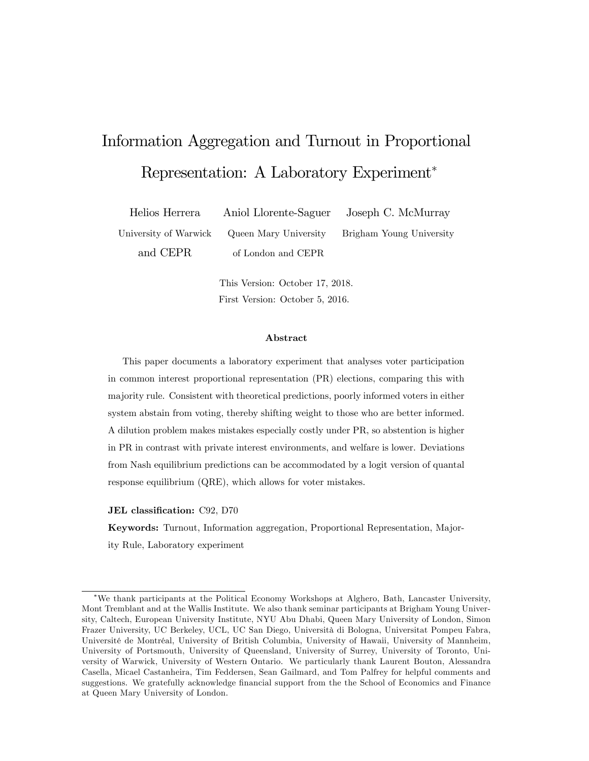# Information Aggregation and Turnout in Proportional Representation: A Laboratory Experiment[*]

Helios Herrera
University of Warwick and CEPR

Aniol Llorente-Saguer
Queen Mary University of London and CEPR

Joseph C. McMurray
Brigham Young University

This Version: October 17, 2018.
First Version: October 5, 2016.

### Abstract

This paper documents a laboratory experiment that analyses voter participation in common interest proportional representation (PR) elections, comparing this with majority rule. Consistent with theoretical predictions, poorly informed voters in either system abstain from voting, thereby shifting weight to those who are better informed. A dilution problem makes mistakes especially costly under PR, so abstention is higher in PR in contrast with private interest environments, and welfare is lower. Deviations from Nash equilibrium predictions can be accommodated by a logit version of quantal response equilibrium (QRE), which allows for voter mistakes.

**JEL classification:** C92, D70

**Keywords:** Turnout, Information aggregation, Proportional Representation, Majority Rule, Laboratory experiment

---

[*] We thank participants at the Political Economy Workshops at Alghero, Bath, Lancaster University, Mont Tremblant and at the Wallis Institute. We also thank seminar participants at Brigham Young University, Caltech, European University Institute, NYU Abu Dhabi, Queen Mary University of London, Simon Frazer University, UC Berkeley, UCL, UC San Diego, Università di Bologna, Universitat Pompeu Fabra, Université de Montréal, University of British Columbia, University of Hawaii, University of Mannheim, University of Portsmouth, University of Queensland, University of Surrey, University of Toronto, University of Warwick, University of Western Ontario. We particularly thank Laurent Bouton, Alessandra Casella, Micael Castanheira, Tim Feddersen, Sean Gailmard, and Tom Palfrey for helpful comments and suggestions. We gratefully acknowledge financial support from the the School of Economics and Finance at Queen Mary University of London.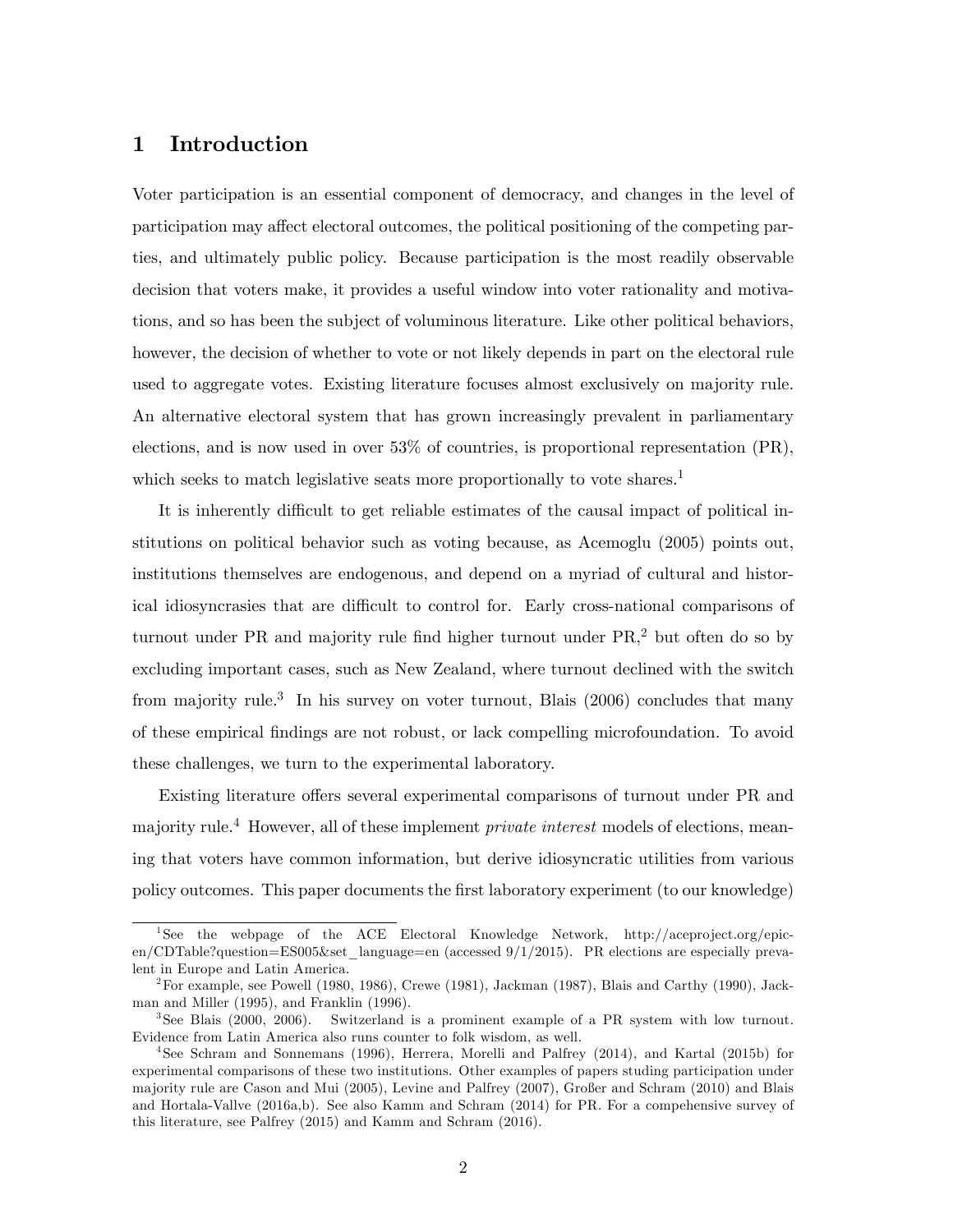# 1 Introduction

Voter participation is an essential component of democracy, and changes in the level of participation may affect electoral outcomes, the political positioning of the competing parties, and ultimately public policy. Because participation is the most readily observable decision that voters make, it provides a useful window into voter rationality and motivations, and so has been the subject of voluminous literature. Like other political behaviors, however, the decision of whether to vote or not likely depends in part on the electoral rule used to aggregate votes. Existing literature focuses almost exclusively on majority rule. An alternative electoral system that has grown increasingly prevalent in parliamentary elections, and is now used in over 53% of countries, is proportional representation (PR), which seeks to match legislative seats more proportionally to vote shares.[1]

It is inherently difficult to get reliable estimates of the causal impact of political institutions on political behavior such as voting because, as Acemoglu (2005) points out, institutions themselves are endogenous, and depend on a myriad of cultural and historical idiosyncrasies that are difficult to control for. Early cross-national comparisons of turnout under PR and majority rule find higher turnout under PR,[2] but often do so by excluding important cases, such as New Zealand, where turnout declined with the switch from majority rule.[3] In his survey on voter turnout, Blais (2006) concludes that many of these empirical findings are not robust, or lack compelling microfoundation. To avoid these challenges, we turn to the experimental laboratory.

Existing literature offers several experimental comparisons of turnout under PR and majority rule.[4] However, all of these implement *private interest* models of elections, meaning that voters have common information, but derive idiosyncratic utilities from various policy outcomes. This paper documents the first laboratory experiment (to our knowledge)

---

[1] See the webpage of the ACE Electoral Knowledge Network, http://aceproject.org/epic-en/CDTable?question=ES005&set_language=en (accessed 9/1/2015). PR elections are especially prevalent in Europe and Latin America.

[2] For example, see Powell (1980, 1986), Crewe (1981), Jackman (1987), Blais and Carthy (1990), Jackman and Miller (1995), and Franklin (1996).

[3] See Blais (2000, 2006). Switzerland is a prominent example of a PR system with low turnout. Evidence from Latin America also runs counter to folk wisdom, as well.

[4] See Schram and Sonnemans (1996), Herrera, Morelli and Palfrey (2014), and Kartal (2015b) for experimental comparisons of these two institutions. Other examples of papers studing participation under majority rule are Cason and Mui (2005), Levine and Palfrey (2007), Großer and Schram (2010) and Blais and Hortala-Vallve (2016a,b). See also Kamm and Schram (2014) for PR. For a compehensive survey of this literature, see Palfrey (2015) and Kamm and Schram (2016).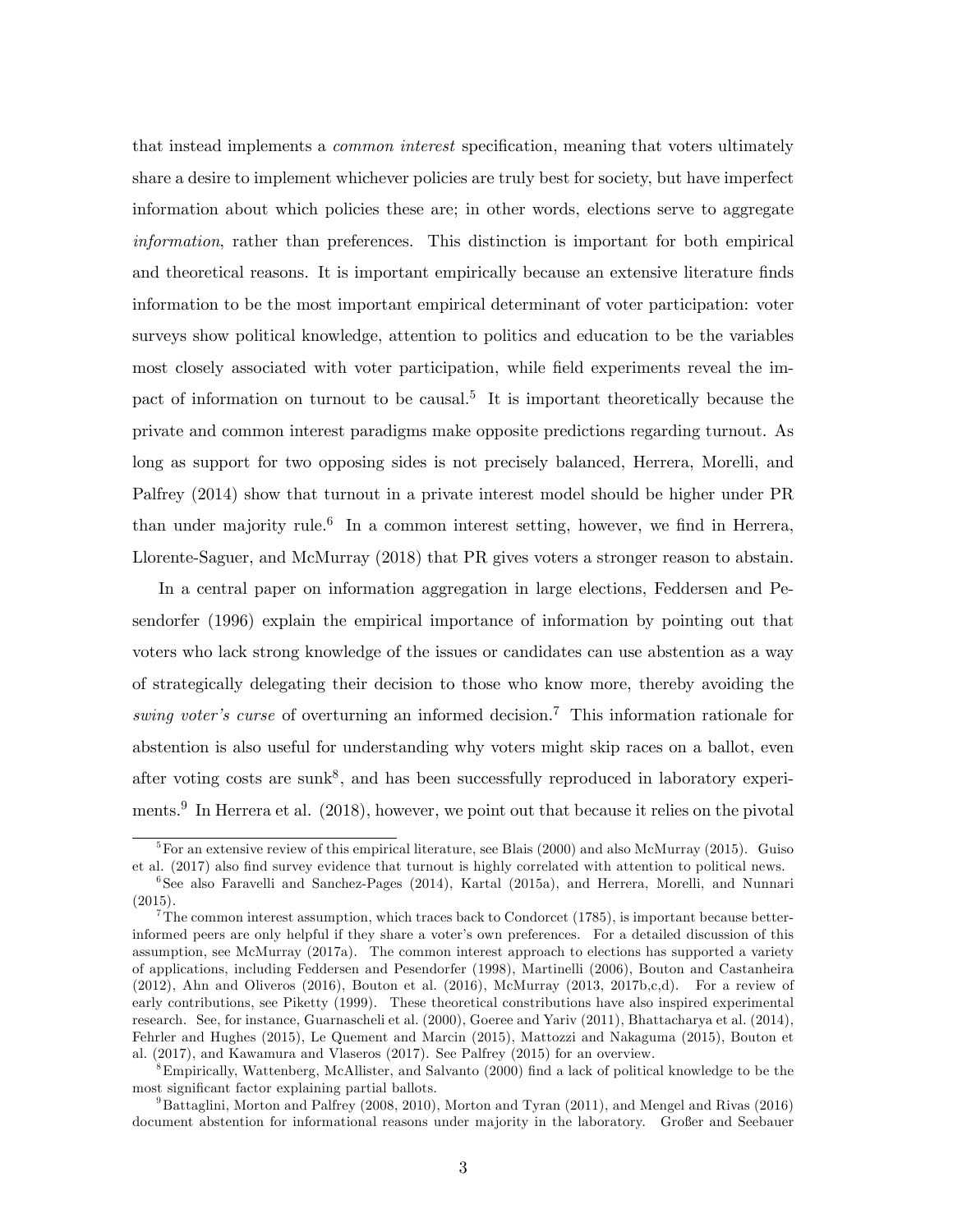that instead implements a *common interest* specification, meaning that voters ultimately share a desire to implement whichever policies are truly best for society, but have imperfect information about which policies these are; in other words, elections serve to aggregate *information*, rather than preferences. This distinction is important for both empirical and theoretical reasons. It is important empirically because an extensive literature finds information to be the most important empirical determinant of voter participation: voter surveys show political knowledge, attention to politics and education to be the variables most closely associated with voter participation, while field experiments reveal the impact of information on turnout to be causal.[5] It is important theoretically because the private and common interest paradigms make opposite predictions regarding turnout. As long as support for two opposing sides is not precisely balanced, Herrera, Morelli, and Palfrey (2014) show that turnout in a private interest model should be higher under PR than under majority rule.[6] In a common interest setting, however, we find in Herrera, Llorente-Saguer, and McMurray (2018) that PR gives voters a stronger reason to abstain.

In a central paper on information aggregation in large elections, Feddersen and Pesendorfer (1996) explain the empirical importance of information by pointing out that voters who lack strong knowledge of the issues or candidates can use abstention as a way of strategically delegating their decision to those who know more, thereby avoiding the *swing voter's curse* of overturning an informed decision.[7] This information rationale for abstention is also useful for understanding why voters might skip races on a ballot, even after voting costs are sunk[8], and has been successfully reproduced in laboratory experiments.[9] In Herrera et al. (2018), however, we point out that because it relies on the pivotal

[5] For an extensive review of this empirical literature, see Blais (2000) and also McMurray (2015). Guiso et al. (2017) also find survey evidence that turnout is highly correlated with attention to political news.

[6] See also Faravelli and Sanchez-Pages (2014), Kartal (2015a), and Herrera, Morelli, and Nunnari (2015).

[7] The common interest assumption, which traces back to Condorcet (1785), is important because better-informed peers are only helpful if they share a voter's own preferences. For a detailed discussion of this assumption, see McMurray (2017a). The common interest approach to elections has supported a variety of applications, including Feddersen and Pesendorfer (1998), Martinelli (2006), Bouton and Castanheira (2012), Ahn and Oliveros (2016), Bouton et al. (2016), McMurray (2013, 2017b,c,d). For a review of early contributions, see Piketty (1999). These theoretical constributions have also inspired experimental research. See, for instance, Guarnascheli et al. (2000), Goeree and Yariv (2011), Bhattacharya et al. (2014), Fehrler and Hughes (2015), Le Quement and Marcin (2015), Mattozzi and Nakaguma (2015), Bouton et al. (2017), and Kawamura and Vlaseros (2017). See Palfrey (2015) for an overview.

[8] Empirically, Wattenberg, McAllister, and Salvanto (2000) find a lack of political knowledge to be the most significant factor explaining partial ballots.

[9] Battaglini, Morton and Palfrey (2008, 2010), Morton and Tyran (2011), and Mengel and Rivas (2016) document abstention for informational reasons under majority in the laboratory. Großer and Seebauer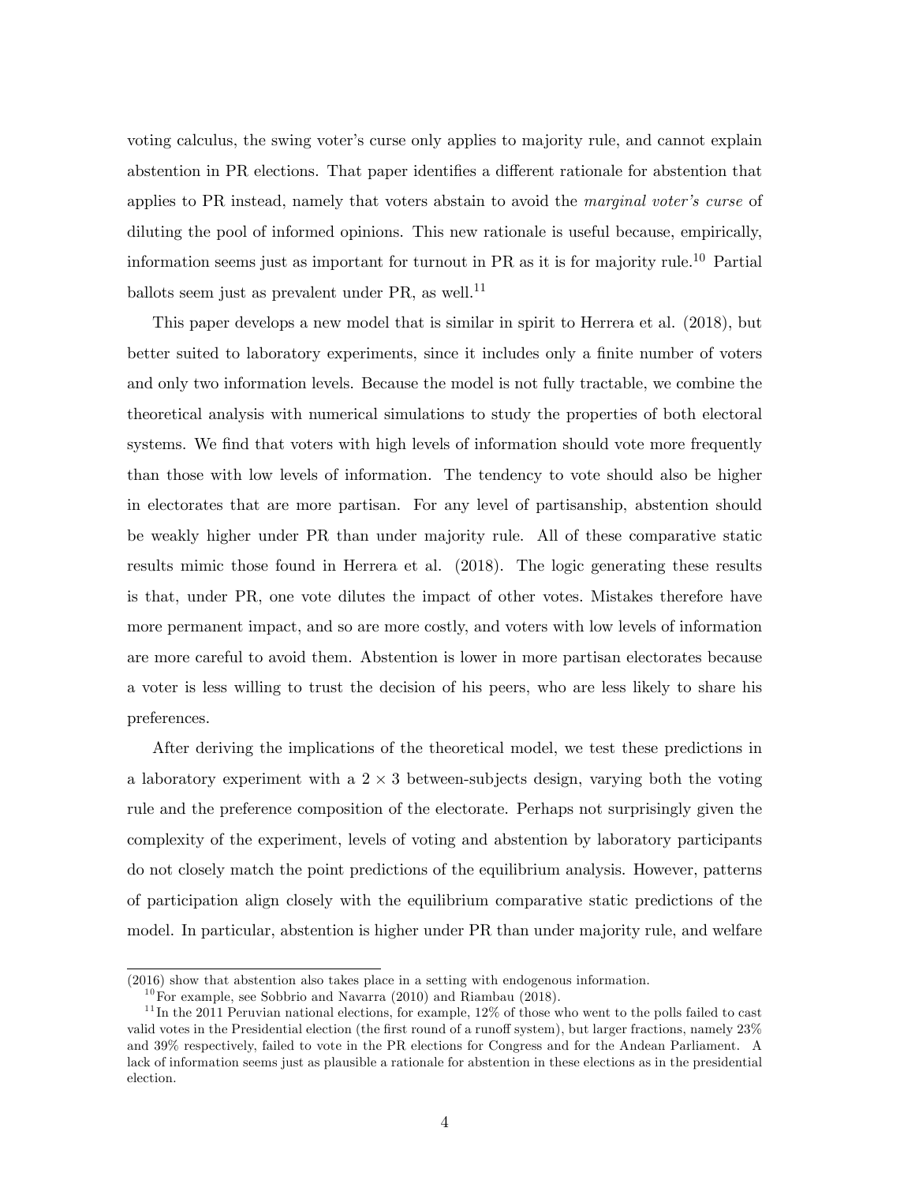voting calculus, the swing voter's curse only applies to majority rule, and cannot explain abstention in PR elections. That paper identifies a different rationale for abstention that applies to PR instead, namely that voters abstain to avoid the *marginal voter's curse* of diluting the pool of informed opinions. This new rationale is useful because, empirically, information seems just as important for turnout in PR as it is for majority rule.[10] Partial ballots seem just as prevalent under PR, as well.[11]

This paper develops a new model that is similar in spirit to Herrera et al. (2018), but better suited to laboratory experiments, since it includes only a finite number of voters and only two information levels. Because the model is not fully tractable, we combine the theoretical analysis with numerical simulations to study the properties of both electoral systems. We find that voters with high levels of information should vote more frequently than those with low levels of information. The tendency to vote should also be higher in electorates that are more partisan. For any level of partisanship, abstention should be weakly higher under PR than under majority rule. All of these comparative static results mimic those found in Herrera et al. (2018). The logic generating these results is that, under PR, one vote dilutes the impact of other votes. Mistakes therefore have more permanent impact, and so are more costly, and voters with low levels of information are more careful to avoid them. Abstention is lower in more partisan electorates because a voter is less willing to trust the decision of his peers, who are less likely to share his preferences.

After deriving the implications of the theoretical model, we test these predictions in a laboratory experiment with a $2 \times 3$ between-subjects design, varying both the voting rule and the preference composition of the electorate. Perhaps not surprisingly given the complexity of the experiment, levels of voting and abstention by laboratory participants do not closely match the point predictions of the equilibrium analysis. However, patterns of participation align closely with the equilibrium comparative static predictions of the model. In particular, abstention is higher under PR than under majority rule, and welfare

(2016) show that abstention also takes place in a setting with endogenous information.

[10] For example, see Sobbrio and Navarra (2010) and Riambau (2018).

[11] In the 2011 Peruvian national elections, for example, 12% of those who went to the polls failed to cast valid votes in the Presidential election (the first round of a runoff system), but larger fractions, namely 23% and 39% respectively, failed to vote in the PR elections for Congress and for the Andean Parliament. A lack of information seems just as plausible a rationale for abstention in these elections as in the presidential election.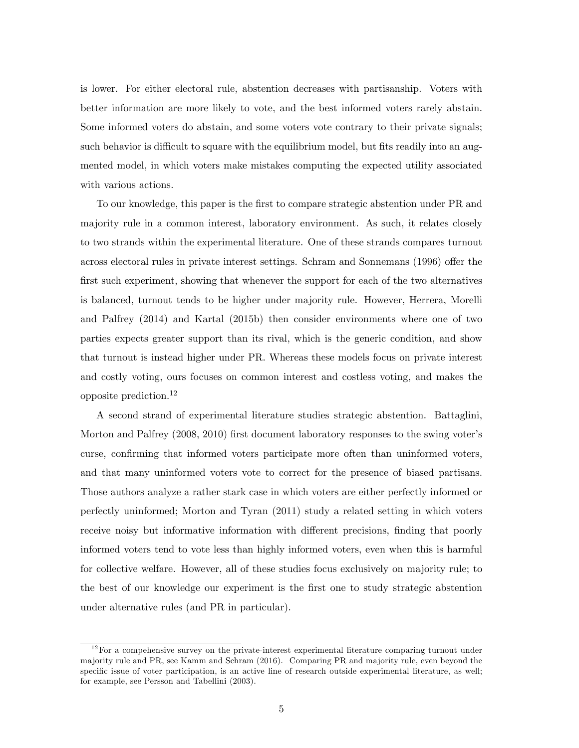is lower. For either electoral rule, abstention decreases with partisanship. Voters with better information are more likely to vote, and the best informed voters rarely abstain. Some informed voters do abstain, and some voters vote contrary to their private signals; such behavior is difficult to square with the equilibrium model, but fits readily into an augmented model, in which voters make mistakes computing the expected utility associated with various actions.

To our knowledge, this paper is the first to compare strategic abstention under PR and majority rule in a common interest, laboratory environment. As such, it relates closely to two strands within the experimental literature. One of these strands compares turnout across electoral rules in private interest settings. Schram and Sonnemans (1996) offer the first such experiment, showing that whenever the support for each of the two alternatives is balanced, turnout tends to be higher under majority rule. However, Herrera, Morelli and Palfrey (2014) and Kartal (2015b) then consider environments where one of two parties expects greater support than its rival, which is the generic condition, and show that turnout is instead higher under PR. Whereas these models focus on private interest and costly voting, ours focuses on common interest and costless voting, and makes the opposite prediction.[12]

A second strand of experimental literature studies strategic abstention. Battaglini, Morton and Palfrey (2008, 2010) first document laboratory responses to the swing voter's curse, confirming that informed voters participate more often than uninformed voters, and that many uninformed voters vote to correct for the presence of biased partisans. Those authors analyze a rather stark case in which voters are either perfectly informed or perfectly uninformed; Morton and Tyran (2011) study a related setting in which voters receive noisy but informative information with different precisions, finding that poorly informed voters tend to vote less than highly informed voters, even when this is harmful for collective welfare. However, all of these studies focus exclusively on majority rule; to the best of our knowledge our experiment is the first one to study strategic abstention under alternative rules (and PR in particular).

[12] For a compehensive survey on the private-interest experimental literature comparing turnout under majority rule and PR, see Kamm and Schram (2016). Comparing PR and majority rule, even beyond the specific issue of voter participation, is an active line of research outside experimental literature, as well; for example, see Persson and Tabellini (2003).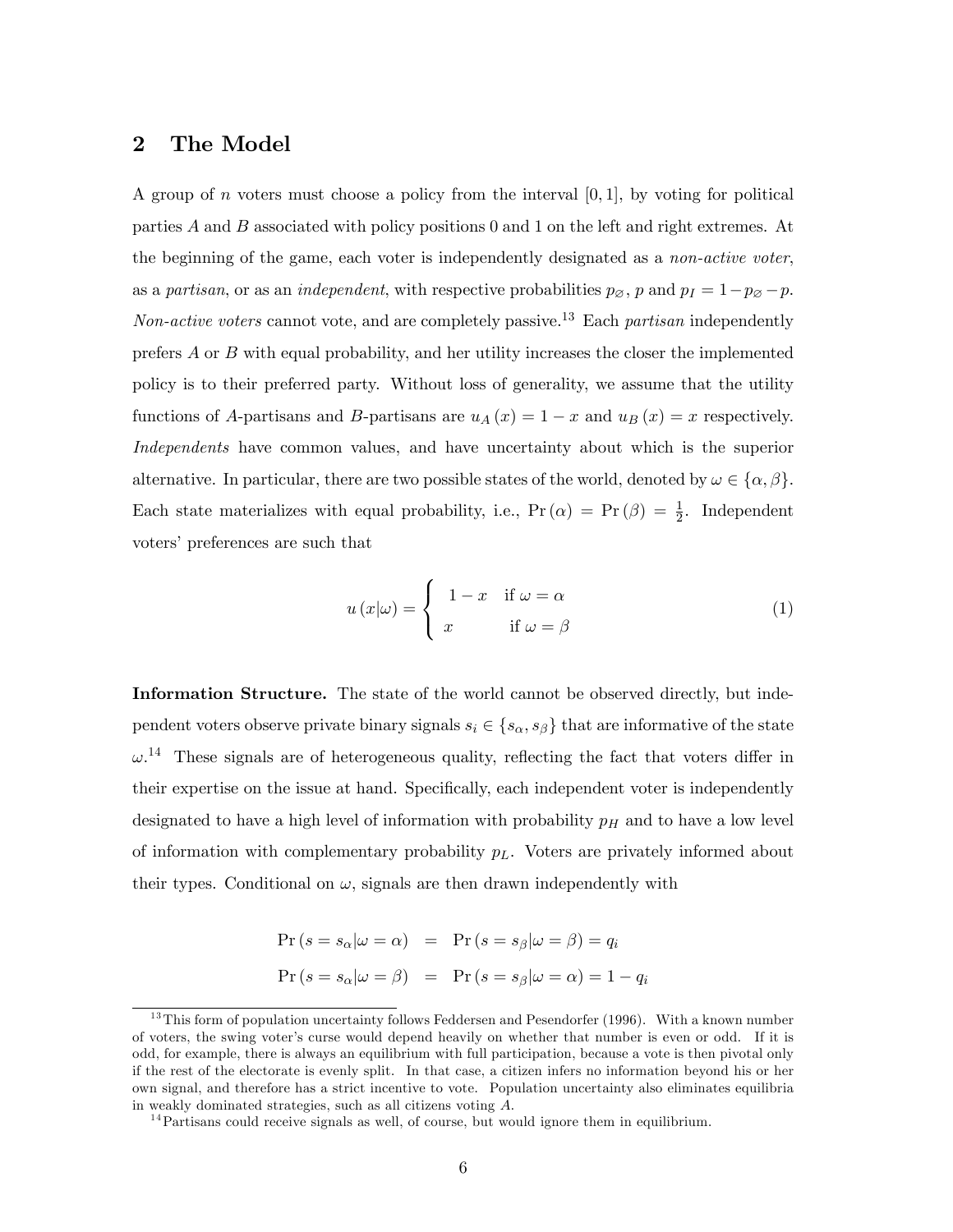## 2 The Model

A group of $n$ voters must choose a policy from the interval $[0,1]$, by voting for political parties $A$ and $B$ associated with policy positions 0 and 1 on the left and right extremes. At the beginning of the game, each voter is independently designated as a *non-active voter*, as a *partisan*, or as an *independent*, with respective probabilities $p_{\varnothing}$, $p$ and $p_I = 1 - p_{\varnothing} - p$. *Non-active voters* cannot vote, and are completely passive.[13] Each *partisan* independently prefers $A$ or $B$ with equal probability, and her utility increases the closer the implemented policy is to their preferred party. Without loss of generality, we assume that the utility functions of $A$-partisans and $B$-partisans are $u_A(x) = 1 - x$ and $u_B(x) = x$ respectively. *Independents* have common values, and have uncertainty about which is the superior alternative. In particular, there are two possible states of the world, denoted by $\omega \in \{\alpha, \beta\}$. Each state materializes with equal probability, i.e., $\Pr(\alpha) = \Pr(\beta) = \frac{1}{2}$. Independent voters' preferences are such that

$$u(x|\omega) = \begin{cases} 1 - x & \text{if } \omega = \alpha \\ x & \text{if } \omega = \beta \end{cases} \tag{1}$$

**Information Structure.** The state of the world cannot be observed directly, but independent voters observe private binary signals $s_i \in \{s_\alpha, s_\beta\}$ that are informative of the state $\omega$.[14] These signals are of heterogeneous quality, reflecting the fact that voters differ in their expertise on the issue at hand. Specifically, each independent voter is independently designated to have a high level of information with probability $p_H$ and to have a low level of information with complementary probability $p_L$. Voters are privately informed about their types. Conditional on $\omega$, signals are then drawn independently with

$$\begin{aligned} \Pr(s = s_\alpha | \omega = \alpha) &= \Pr(s = s_\beta | \omega = \beta) = q_i \\ \Pr(s = s_\alpha | \omega = \beta) &= \Pr(s = s_\beta | \omega = \alpha) = 1 - q_i \end{aligned}$$

[13] This form of population uncertainty follows Feddersen and Pesendorfer (1996). With a known number of voters, the swing voter's curse would depend heavily on whether that number is even or odd. If it is odd, for example, there is always an equilibrium with full participation, because a vote is then pivotal only if the rest of the electorate is evenly split. In that case, a citizen infers no information beyond his or her own signal, and therefore has a strict incentive to vote. Population uncertainty also eliminates equilibria in weakly dominated strategies, such as all citizens voting $A$.

[14] Partisans could receive signals as well, of course, but would ignore them in equilibrium.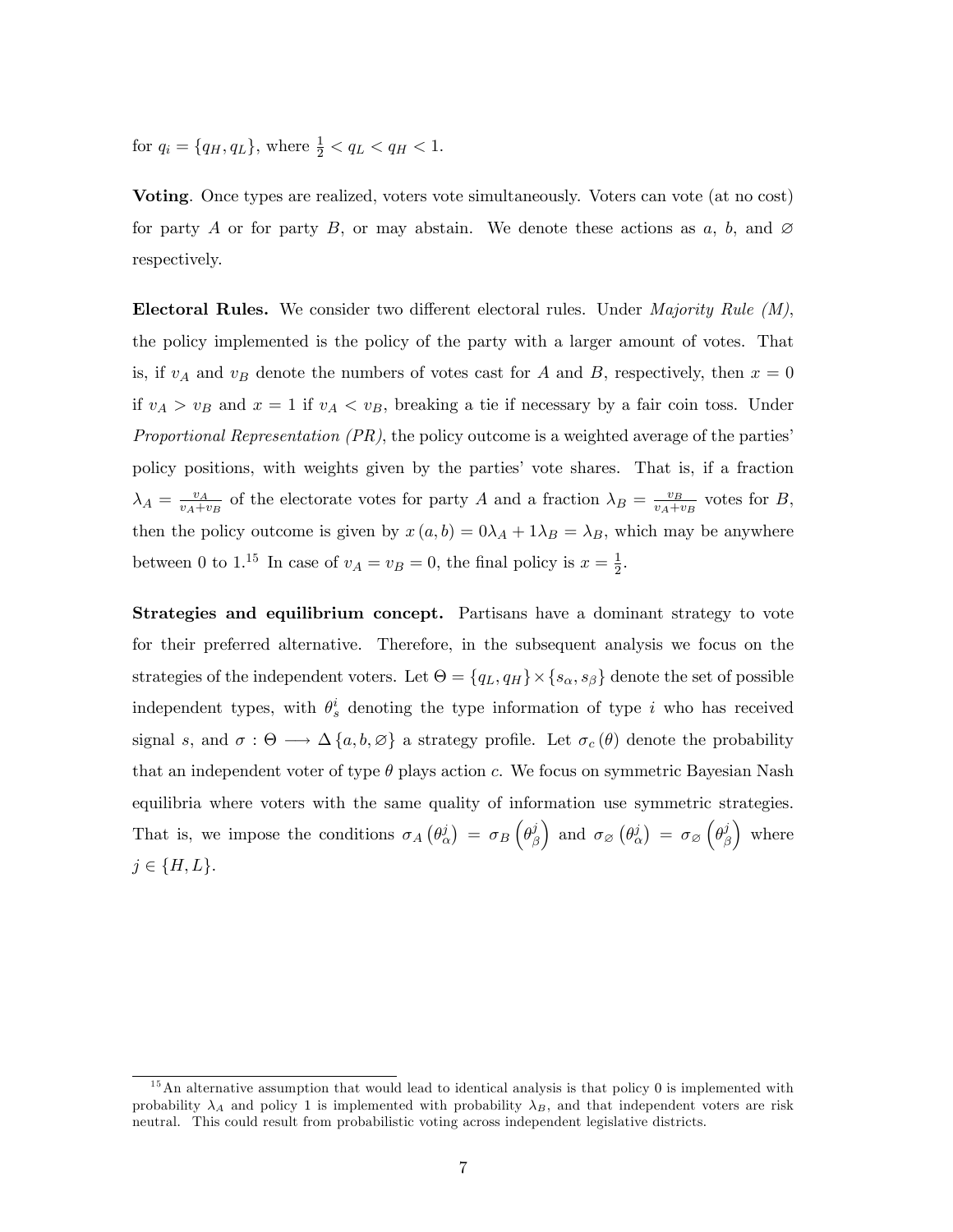for $q_i = \{q_H, q_L\}$, where $\frac{1}{2} < q_L < q_H < 1$.

**Voting**. Once types are realized, voters vote simultaneously. Voters can vote (at no cost) for party $A$ or for party $B$, or may abstain. We denote these actions as $a$, $b$, and $\varnothing$ respectively.

**Electoral Rules.** We consider two different electoral rules. Under *Majority Rule (M)*, the policy implemented is the policy of the party with a larger amount of votes. That is, if $v_A$ and $v_B$ denote the numbers of votes cast for $A$ and $B$, respectively, then $x = 0$ if $v_A > v_B$ and $x = 1$ if $v_A < v_B$, breaking a tie if necessary by a fair coin toss. Under *Proportional Representation (PR)*, the policy outcome is a weighted average of the parties' policy positions, with weights given by the parties' vote shares. That is, if a fraction $\lambda_A = \frac{v_A}{v_A+v_B}$ of the electorate votes for party $A$ and a fraction $\lambda_B = \frac{v_B}{v_A+v_B}$ votes for $B$, then the policy outcome is given by $x(a,b) = 0\lambda_A + 1\lambda_B = \lambda_B$, which may be anywhere between 0 to 1.[15] In case of $v_A = v_B = 0$, the final policy is $x = \frac{1}{2}$.

**Strategies and equilibrium concept.** Partisans have a dominant strategy to vote for their preferred alternative. Therefore, in the subsequent analysis we focus on the strategies of the independent voters. Let $\Theta = \{q_L, q_H\} \times \{s_\alpha, s_\beta\}$ denote the set of possible independent types, with $\theta_s^i$ denoting the type information of type $i$ who has received signal $s$, and $\sigma : \Theta \longrightarrow \Delta\{a, b, \varnothing\}$ a strategy profile. Let $\sigma_c(\theta)$ denote the probability that an independent voter of type $\theta$ plays action $c$. We focus on symmetric Bayesian Nash equilibria where voters with the same quality of information use symmetric strategies. That is, we impose the conditions $\sigma_A(\theta_\alpha^j) = \sigma_B\left(\theta_\beta^j\right)$ and $\sigma_\varnothing(\theta_\alpha^j) = \sigma_\varnothing\left(\theta_\beta^j\right)$ where $j \in \{H, L\}$.

[15] An alternative assumption that would lead to identical analysis is that policy 0 is implemented with probability $\lambda_A$ and policy 1 is implemented with probability $\lambda_B$, and that independent voters are risk neutral. This could result from probabilistic voting across independent legislative districts.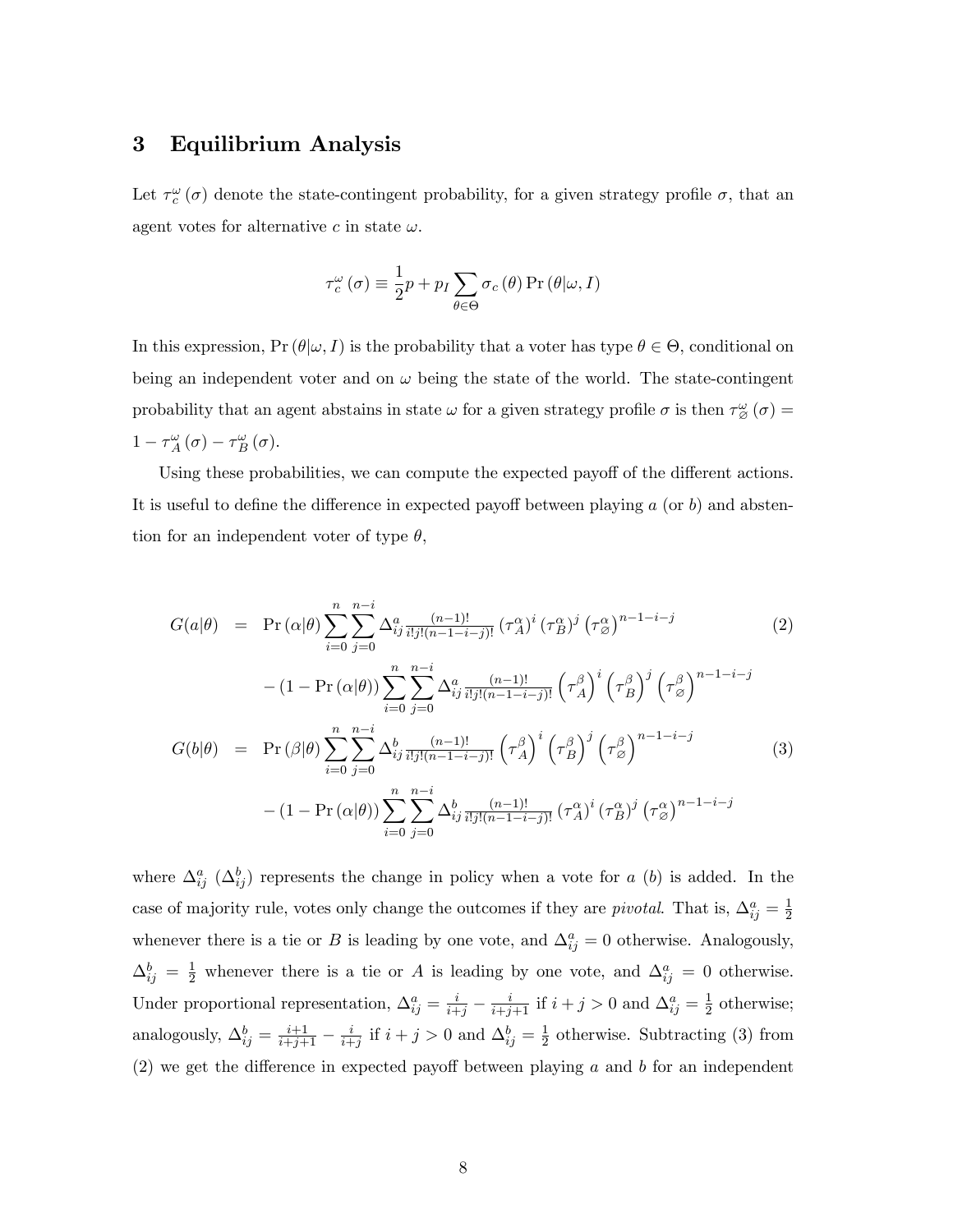## 3 Equilibrium Analysis

Let $\tau_c^{\omega}(\sigma)$ denote the state-contingent probability, for a given strategy profile $\sigma$, that an agent votes for alternative $c$ in state $\omega$.

$$\tau_c^{\omega}(\sigma) \equiv \frac{1}{2}p + p_I \sum_{\theta \in \Theta} \sigma_c(\theta) \Pr(\theta|\omega, I)$$

In this expression, $\Pr(\theta|\omega, I)$ is the probability that a voter has type $\theta \in \Theta$, conditional on being an independent voter and on $\omega$ being the state of the world. The state-contingent probability that an agent abstains in state $\omega$ for a given strategy profile $\sigma$ is then $\tau_{\varnothing}^{\omega}(\sigma) = 1 - \tau_A^{\omega}(\sigma) - \tau_B^{\omega}(\sigma)$.

Using these probabilities, we can compute the expected payoff of the different actions. It is useful to define the difference in expected payoff between playing $a$ (or $b$) and abstention for an independent voter of type $\theta$,

$$\begin{aligned} G(a|\theta) &= \Pr(\alpha|\theta) \sum_{i=0}^{n} \sum_{j=0}^{n-i} \Delta_{ij}^{a} \tfrac{(n-1)!}{i!j!(n-1-i-j)!} (\tau_A^{\alpha})^i (\tau_B^{\alpha})^j (\tau_{\varnothing}^{\alpha})^{n-1-i-j} \\ &\quad - (1 - \Pr(\alpha|\theta)) \sum_{i=0}^{n} \sum_{j=0}^{n-i} \Delta_{ij}^{a} \tfrac{(n-1)!}{i!j!(n-1-i-j)!} (\tau_A^{\beta})^i (\tau_B^{\beta})^j (\tau_{\varnothing}^{\beta})^{n-1-i-j} \end{aligned} \tag{2}$$

$$\begin{aligned} G(b|\theta) &= \Pr(\beta|\theta) \sum_{i=0}^{n} \sum_{j=0}^{n-i} \Delta_{ij}^{b} \tfrac{(n-1)!}{i!j!(n-1-i-j)!} (\tau_A^{\beta})^i (\tau_B^{\beta})^j (\tau_{\varnothing}^{\beta})^{n-1-i-j} \\ &\quad - (1 - \Pr(\alpha|\theta)) \sum_{i=0}^{n} \sum_{j=0}^{n-i} \Delta_{ij}^{b} \tfrac{(n-1)!}{i!j!(n-1-i-j)!} (\tau_A^{\alpha})^i (\tau_B^{\alpha})^j (\tau_{\varnothing}^{\alpha})^{n-1-i-j} \end{aligned} \tag{3}$$

where $\Delta_{ij}^{a}$ ($\Delta_{ij}^{b}$) represents the change in policy when a vote for $a$ ($b$) is added. In the case of majority rule, votes only change the outcomes if they are *pivotal*. That is, $\Delta_{ij}^{a} = \frac{1}{2}$ whenever there is a tie or $B$ is leading by one vote, and $\Delta_{ij}^{a} = 0$ otherwise. Analogously, $\Delta_{ij}^{b} = \frac{1}{2}$ whenever there is a tie or $A$ is leading by one vote, and $\Delta_{ij}^{a} = 0$ otherwise. Under proportional representation, $\Delta_{ij}^{a} = \frac{i}{i+j} - \frac{i}{i+j+1}$ if $i + j > 0$ and $\Delta_{ij}^{a} = \frac{1}{2}$ otherwise; analogously, $\Delta_{ij}^{b} = \frac{i+1}{i+j+1} - \frac{i}{i+j}$ if $i + j > 0$ and $\Delta_{ij}^{b} = \frac{1}{2}$ otherwise. Subtracting (3) from (2) we get the difference in expected payoff between playing $a$ and $b$ for an independent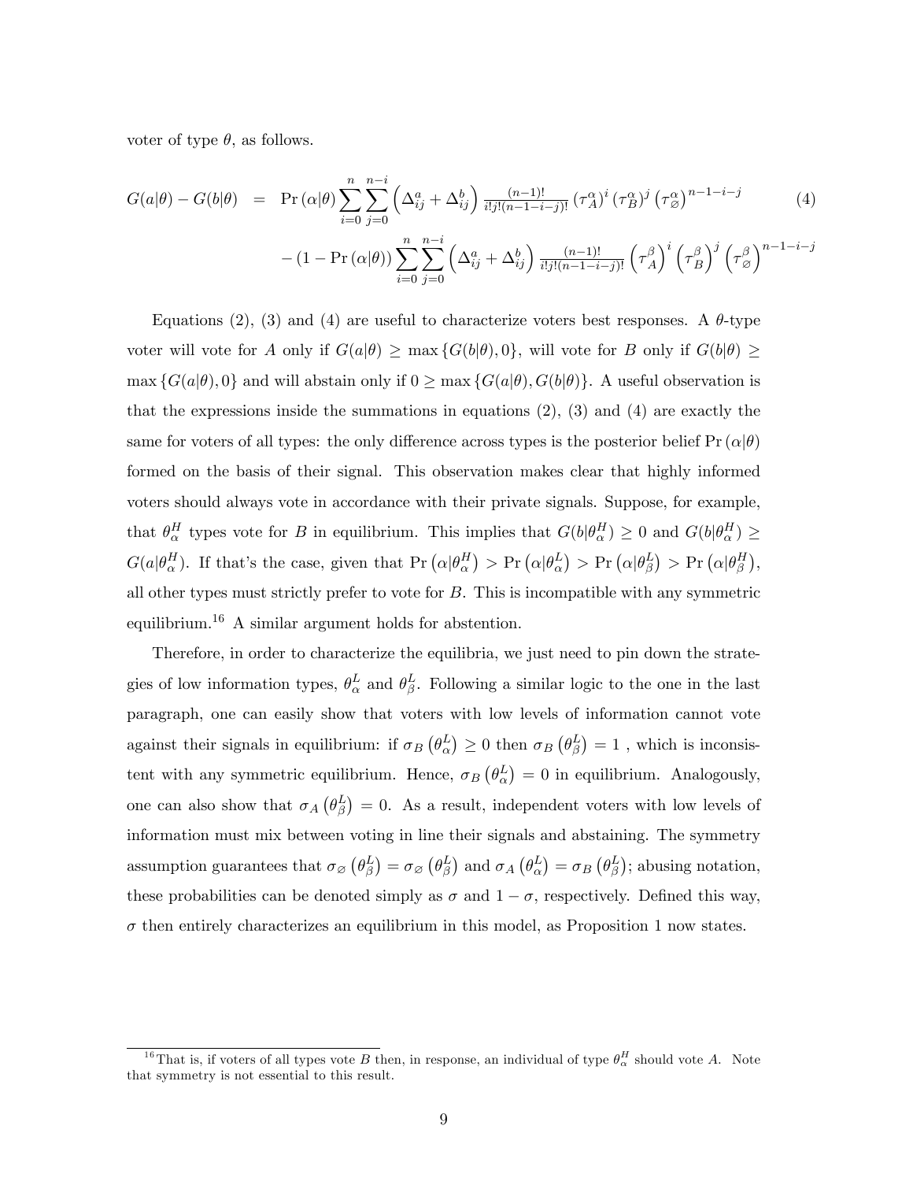voter of type $\theta$, as follows.

$$
\begin{aligned}
G(a|\theta) - G(b|\theta) \quad = \quad & \Pr(\alpha|\theta) \sum_{i=0}^{n} \sum_{j=0}^{n-i} \left(\Delta_{ij}^{a} + \Delta_{ij}^{b}\right) \tfrac{(n-1)!}{i!j!(n-1-i-j)!} \left(\tau_A^{\alpha}\right)^i \left(\tau_B^{\alpha}\right)^j \left(\tau_{\varnothing}^{\alpha}\right)^{n-1-i-j} \\
& - (1 - \Pr(\alpha|\theta)) \sum_{i=0}^{n} \sum_{j=0}^{n-i} \left(\Delta_{ij}^{a} + \Delta_{ij}^{b}\right) \tfrac{(n-1)!}{i!j!(n-1-i-j)!} \left(\tau_A^{\beta}\right)^i \left(\tau_B^{\beta}\right)^j \left(\tau_{\varnothing}^{\beta}\right)^{n-1-i-j}
\end{aligned}
\tag{4}
$$

Equations (2), (3) and (4) are useful to characterize voters best responses. A $\theta$-type voter will vote for $A$ only if $G(a|\theta) \geq \max\{G(b|\theta), 0\}$, will vote for $B$ only if $G(b|\theta) \geq \max\{G(a|\theta), 0\}$ and will abstain only if $0 \geq \max\{G(a|\theta), G(b|\theta)\}$. A useful observation is that the expressions inside the summations in equations (2), (3) and (4) are exactly the same for voters of all types: the only difference across types is the posterior belief $\Pr(\alpha|\theta)$ formed on the basis of their signal. This observation makes clear that highly informed voters should always vote in accordance with their private signals. Suppose, for example, that $\theta_{\alpha}^{H}$ types vote for $B$ in equilibrium. This implies that $G(b|\theta_{\alpha}^{H}) \geq 0$ and $G(b|\theta_{\alpha}^{H}) \geq G(a|\theta_{\alpha}^{H})$. If that's the case, given that $\Pr(\alpha|\theta_{\alpha}^{H}) > \Pr(\alpha|\theta_{\alpha}^{L}) > \Pr(\alpha|\theta_{\beta}^{L}) > \Pr(\alpha|\theta_{\beta}^{H})$, all other types must strictly prefer to vote for $B$. This is incompatible with any symmetric equilibrium.[16] A similar argument holds for abstention.

Therefore, in order to characterize the equilibria, we just need to pin down the strategies of low information types, $\theta_{\alpha}^{L}$ and $\theta_{\beta}^{L}$. Following a similar logic to the one in the last paragraph, one can easily show that voters with low levels of information cannot vote against their signals in equilibrium: if $\sigma_B(\theta_{\alpha}^{L}) \geq 0$ then $\sigma_B(\theta_{\beta}^{L}) = 1$ , which is inconsistent with any symmetric equilibrium. Hence, $\sigma_B(\theta_{\alpha}^{L}) = 0$ in equilibrium. Analogously, one can also show that $\sigma_A(\theta_{\beta}^{L}) = 0$. As a result, independent voters with low levels of information must mix between voting in line their signals and abstaining. The symmetry assumption guarantees that $\sigma_{\varnothing}(\theta_{\beta}^{L}) = \sigma_{\varnothing}(\theta_{\beta}^{L})$ and $\sigma_A(\theta_{\alpha}^{L}) = \sigma_B(\theta_{\beta}^{L})$; abusing notation, these probabilities can be denoted simply as $\sigma$ and $1 - \sigma$, respectively. Defined this way, $\sigma$ then entirely characterizes an equilibrium in this model, as Proposition 1 now states.

[16] That is, if voters of all types vote $B$ then, in response, an individual of type $\theta_{\alpha}^{H}$ should vote $A$. Note that symmetry is not essential to this result.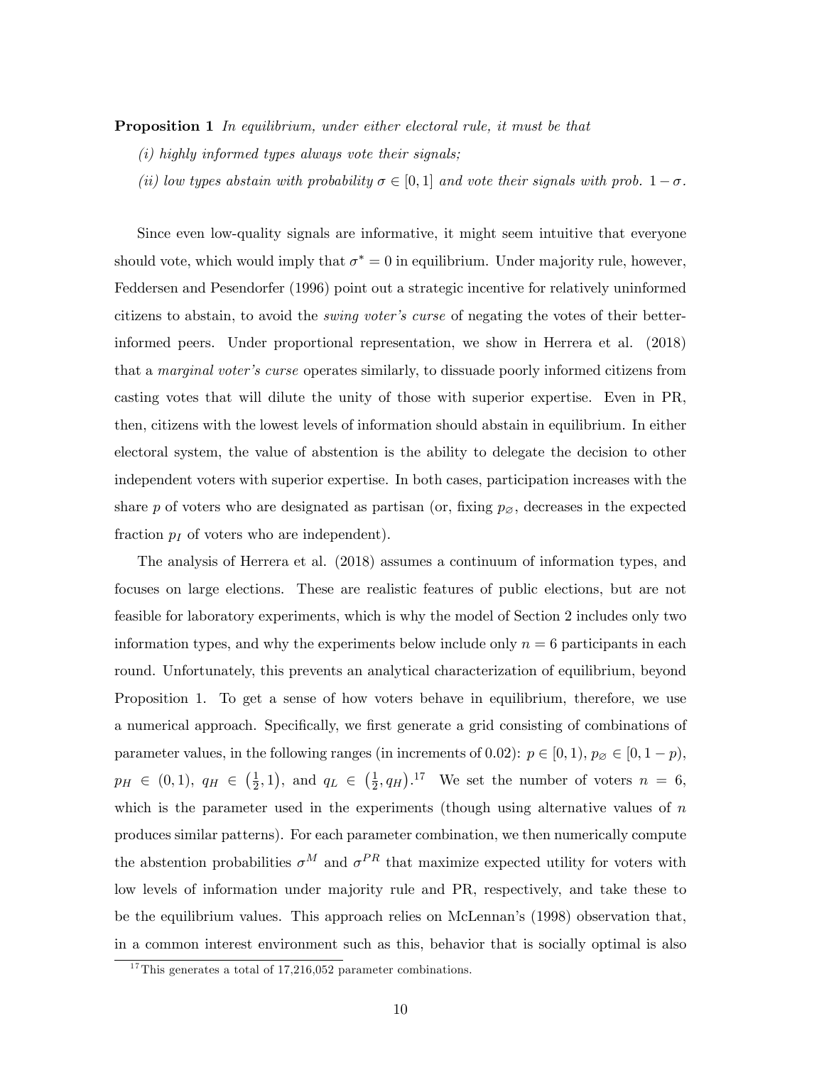**Proposition 1** *In equilibrium, under either electoral rule, it must be that*

*(i) highly informed types always vote their signals;*

*(ii) low types abstain with probability $\sigma \in [0, 1]$ and vote their signals with prob. $1 - \sigma$.*

Since even low-quality signals are informative, it might seem intuitive that everyone should vote, which would imply that $\sigma^* = 0$ in equilibrium. Under majority rule, however, Feddersen and Pesendorfer (1996) point out a strategic incentive for relatively uninformed citizens to abstain, to avoid the *swing voter's curse* of negating the votes of their better-informed peers. Under proportional representation, we show in Herrera et al. (2018) that a *marginal voter's curse* operates similarly, to dissuade poorly informed citizens from casting votes that will dilute the unity of those with superior expertise. Even in PR, then, citizens with the lowest levels of information should abstain in equilibrium. In either electoral system, the value of abstention is the ability to delegate the decision to other independent voters with superior expertise. In both cases, participation increases with the share $p$ of voters who are designated as partisan (or, fixing $p_\varnothing$, decreases in the expected fraction $p_I$ of voters who are independent).

The analysis of Herrera et al. (2018) assumes a continuum of information types, and focuses on large elections. These are realistic features of public elections, but are not feasible for laboratory experiments, which is why the model of Section 2 includes only two information types, and why the experiments below include only $n = 6$ participants in each round. Unfortunately, this prevents an analytical characterization of equilibrium, beyond Proposition 1. To get a sense of how voters behave in equilibrium, therefore, we use a numerical approach. Specifically, we first generate a grid consisting of combinations of parameter values, in the following ranges (in increments of 0.02): $p \in [0, 1)$, $p_\varnothing \in [0, 1 - p)$, $p_H \in (0, 1)$, $q_H \in \left(\frac{1}{2}, 1\right)$, and $q_L \in \left(\frac{1}{2}, q_H\right)$.[17] We set the number of voters $n = 6$, which is the parameter used in the experiments (though using alternative values of $n$ produces similar patterns). For each parameter combination, we then numerically compute the abstention probabilities $\sigma^M$ and $\sigma^{PR}$ that maximize expected utility for voters with low levels of information under majority rule and PR, respectively, and take these to be the equilibrium values. This approach relies on McLennan's (1998) observation that, in a common interest environment such as this, behavior that is socially optimal is also

[17] This generates a total of 17,216,052 parameter combinations.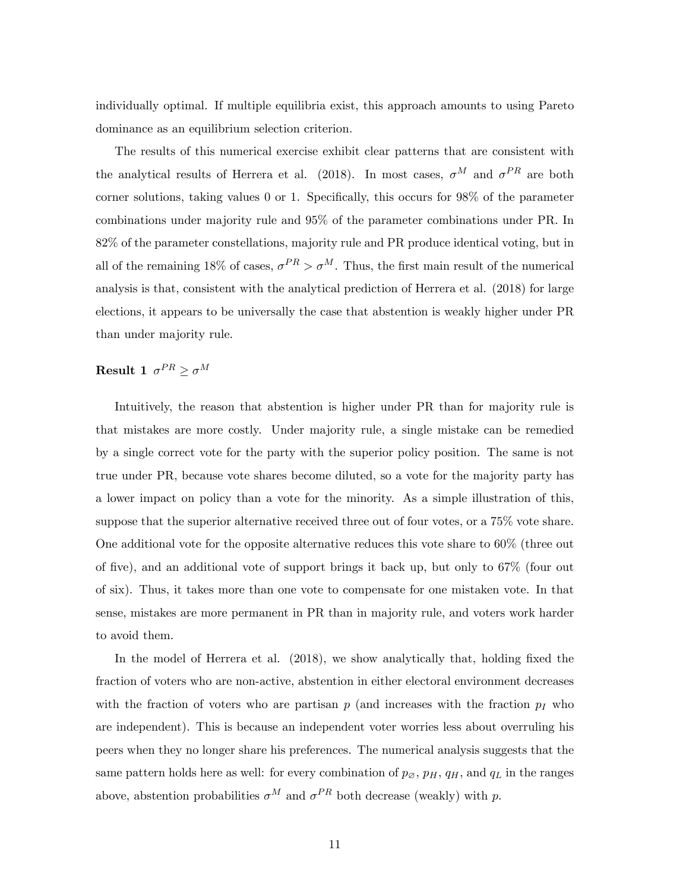individually optimal. If multiple equilibria exist, this approach amounts to using Pareto dominance as an equilibrium selection criterion.

The results of this numerical exercise exhibit clear patterns that are consistent with the analytical results of Herrera et al. (2018). In most cases, $\sigma^M$ and $\sigma^{PR}$ are both corner solutions, taking values 0 or 1. Specifically, this occurs for 98% of the parameter combinations under majority rule and 95% of the parameter combinations under PR. In 82% of the parameter constellations, majority rule and PR produce identical voting, but in all of the remaining 18% of cases, $\sigma^{PR} > \sigma^M$. Thus, the first main result of the numerical analysis is that, consistent with the analytical prediction of Herrera et al. (2018) for large elections, it appears to be universally the case that abstention is weakly higher under PR than under majority rule.

**Result 1** $\sigma^{PR} \geq \sigma^M$

Intuitively, the reason that abstention is higher under PR than for majority rule is that mistakes are more costly. Under majority rule, a single mistake can be remedied by a single correct vote for the party with the superior policy position. The same is not true under PR, because vote shares become diluted, so a vote for the majority party has a lower impact on policy than a vote for the minority. As a simple illustration of this, suppose that the superior alternative received three out of four votes, or a 75% vote share. One additional vote for the opposite alternative reduces this vote share to 60% (three out of five), and an additional vote of support brings it back up, but only to 67% (four out of six). Thus, it takes more than one vote to compensate for one mistaken vote. In that sense, mistakes are more permanent in PR than in majority rule, and voters work harder to avoid them.

In the model of Herrera et al. (2018), we show analytically that, holding fixed the fraction of voters who are non-active, abstention in either electoral environment decreases with the fraction of voters who are partisan $p$ (and increases with the fraction $p_I$ who are independent). This is because an independent voter worries less about overruling his peers when they no longer share his preferences. The numerical analysis suggests that the same pattern holds here as well: for every combination of $p_\varnothing$, $p_H$, $q_H$, and $q_L$ in the ranges above, abstention probabilities $\sigma^M$ and $\sigma^{PR}$ both decrease (weakly) with $p$.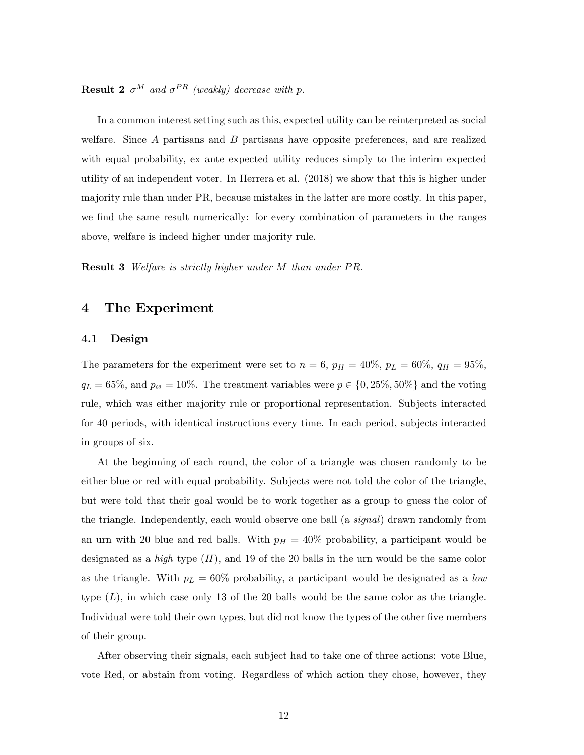**Result 2** *$\sigma^M$ and $\sigma^{PR}$ (weakly) decrease with $p$.*

In a common interest setting such as this, expected utility can be reinterpreted as social welfare. Since $A$ partisans and $B$ partisans have opposite preferences, and are realized with equal probability, ex ante expected utility reduces simply to the interim expected utility of an independent voter. In Herrera et al. (2018) we show that this is higher under majority rule than under PR, because mistakes in the latter are more costly. In this paper, we find the same result numerically: for every combination of parameters in the ranges above, welfare is indeed higher under majority rule.

**Result 3** *Welfare is strictly higher under $M$ than under $PR$.*

## 4 The Experiment

### 4.1 Design

The parameters for the experiment were set to $n = 6$, $p_H = 40\%$, $p_L = 60\%$, $q_H = 95\%$, $q_L = 65\%$, and $p_\varnothing = 10\%$. The treatment variables were $p \in \{0, 25\%, 50\%\}$ and the voting rule, which was either majority rule or proportional representation. Subjects interacted for 40 periods, with identical instructions every time. In each period, subjects interacted in groups of six.

At the beginning of each round, the color of a triangle was chosen randomly to be either blue or red with equal probability. Subjects were not told the color of the triangle, but were told that their goal would be to work together as a group to guess the color of the triangle. Independently, each would observe one ball (a *signal*) drawn randomly from an urn with 20 blue and red balls. With $p_H = 40\%$ probability, a participant would be designated as a *high* type ($H$), and 19 of the 20 balls in the urn would be the same color as the triangle. With $p_L = 60\%$ probability, a participant would be designated as a *low* type ($L$), in which case only 13 of the 20 balls would be the same color as the triangle. Individual were told their own types, but did not know the types of the other five members of their group.

After observing their signals, each subject had to take one of three actions: vote Blue, vote Red, or abstain from voting. Regardless of which action they chose, however, they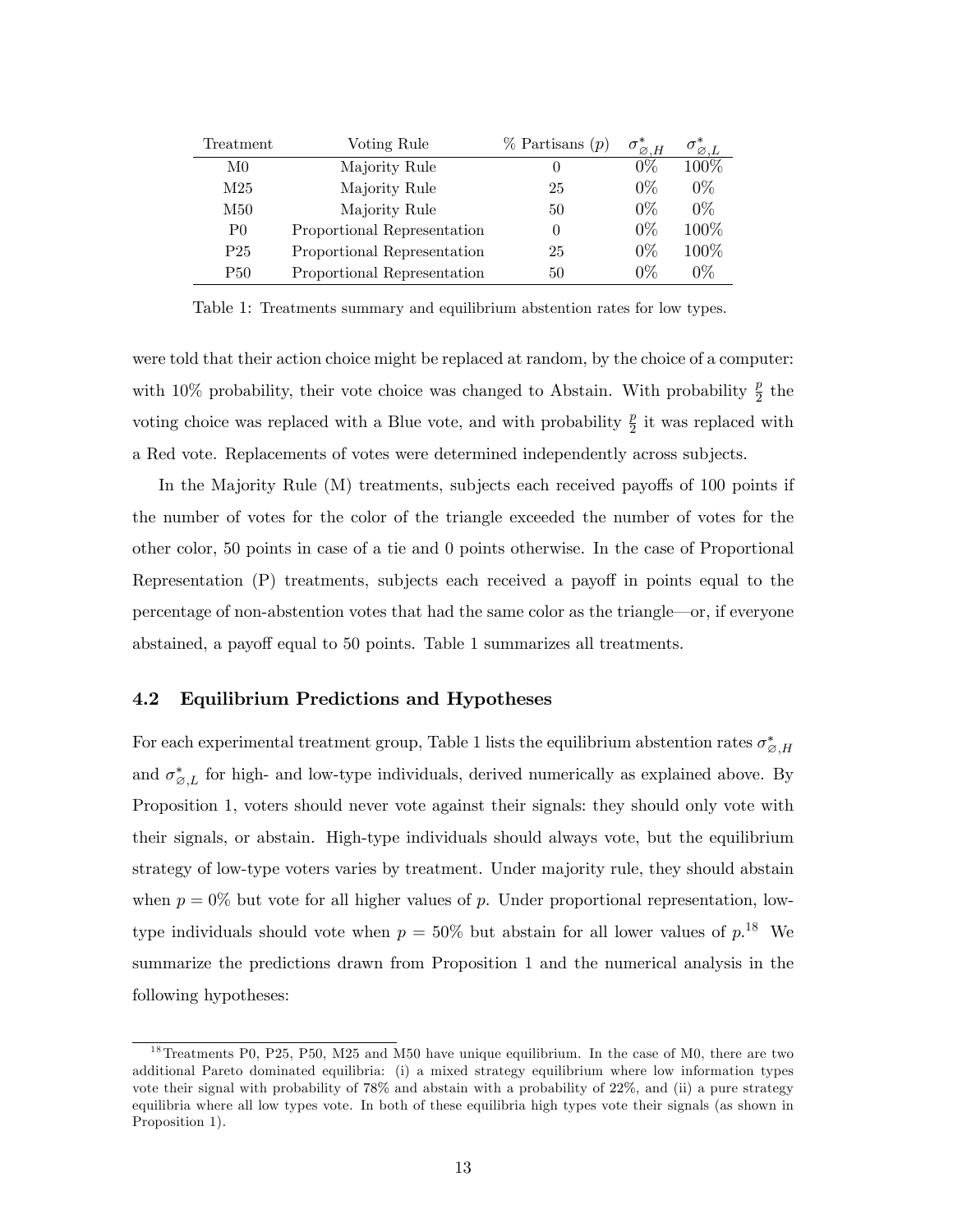| Treatment | Voting Rule | % Partisans ($p$) | $\sigma^*_{\varnothing,H}$ | $\sigma^*_{\varnothing,L}$ |
|---|---|---|---|---|
| M0 | Majority Rule | 0 | 0% | 100% |
| M25 | Majority Rule | 25 | 0% | 0% |
| M50 | Majority Rule | 50 | 0% | 0% |
| P0 | Proportional Representation | 0 | 0% | 100% |
| P25 | Proportional Representation | 25 | 0% | 100% |
| P50 | Proportional Representation | 50 | 0% | 0% |

Table 1: Treatments summary and equilibrium abstention rates for low types.

were told that their action choice might be replaced at random, by the choice of a computer: with 10% probability, their vote choice was changed to Abstain. With probability $\frac{p}{2}$ the voting choice was replaced with a Blue vote, and with probability $\frac{p}{2}$ it was replaced with a Red vote. Replacements of votes were determined independently across subjects.

In the Majority Rule (M) treatments, subjects each received payoffs of 100 points if the number of votes for the color of the triangle exceeded the number of votes for the other color, 50 points in case of a tie and 0 points otherwise. In the case of Proportional Representation (P) treatments, subjects each received a payoff in points equal to the percentage of non-abstention votes that had the same color as the triangle—or, if everyone abstained, a payoff equal to 50 points. Table 1 summarizes all treatments.

### 4.2 Equilibrium Predictions and Hypotheses

For each experimental treatment group, Table 1 lists the equilibrium abstention rates $\sigma^*_{\varnothing,H}$ and $\sigma^*_{\varnothing,L}$ for high- and low-type individuals, derived numerically as explained above. By Proposition 1, voters should never vote against their signals: they should only vote with their signals, or abstain. High-type individuals should always vote, but the equilibrium strategy of low-type voters varies by treatment. Under majority rule, they should abstain when $p = 0\%$ but vote for all higher values of $p$. Under proportional representation, low-type individuals should vote when $p = 50\%$ but abstain for all lower values of $p$.[18] We summarize the predictions drawn from Proposition 1 and the numerical analysis in the following hypotheses:

[18] Treatments P0, P25, P50, M25 and M50 have unique equilibrium. In the case of M0, there are two additional Pareto dominated equilibria: (i) a mixed strategy equilibrium where low information types vote their signal with probability of 78% and abstain with a probability of 22%, and (ii) a pure strategy equilibria where all low types vote. In both of these equilibria high types vote their signals (as shown in Proposition 1).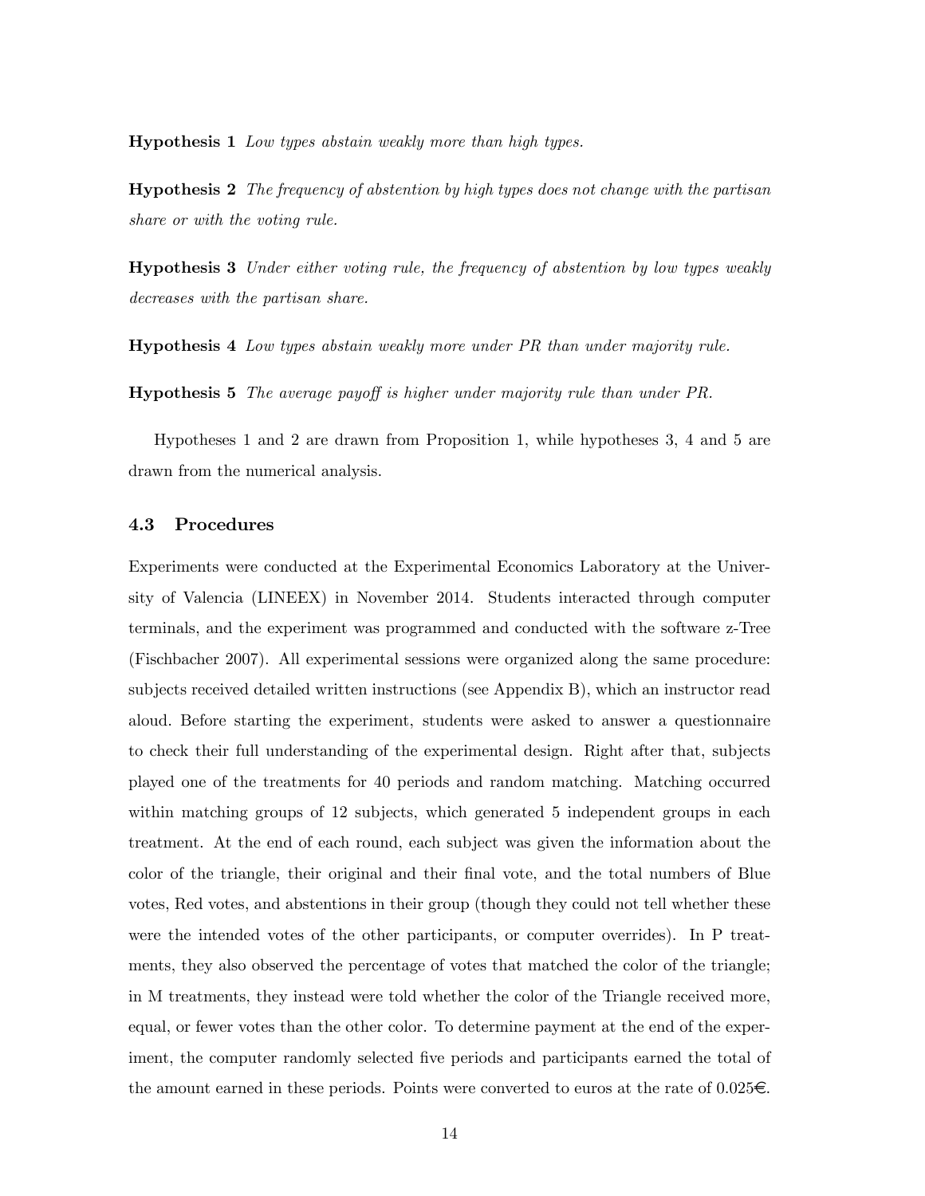**Hypothesis 1** *Low types abstain weakly more than high types.*

**Hypothesis 2** *The frequency of abstention by high types does not change with the partisan share or with the voting rule.*

**Hypothesis 3** *Under either voting rule, the frequency of abstention by low types weakly decreases with the partisan share.*

**Hypothesis 4** *Low types abstain weakly more under PR than under majority rule.*

**Hypothesis 5** *The average payoff is higher under majority rule than under PR.*

Hypotheses 1 and 2 are drawn from Proposition 1, while hypotheses 3, 4 and 5 are drawn from the numerical analysis.

### 4.3 Procedures

Experiments were conducted at the Experimental Economics Laboratory at the University of Valencia (LINEEX) in November 2014. Students interacted through computer terminals, and the experiment was programmed and conducted with the software z-Tree (Fischbacher 2007). All experimental sessions were organized along the same procedure: subjects received detailed written instructions (see Appendix B), which an instructor read aloud. Before starting the experiment, students were asked to answer a questionnaire to check their full understanding of the experimental design. Right after that, subjects played one of the treatments for 40 periods and random matching. Matching occurred within matching groups of 12 subjects, which generated 5 independent groups in each treatment. At the end of each round, each subject was given the information about the color of the triangle, their original and their final vote, and the total numbers of Blue votes, Red votes, and abstentions in their group (though they could not tell whether these were the intended votes of the other participants, or computer overrides). In P treatments, they also observed the percentage of votes that matched the color of the triangle; in M treatments, they instead were told whether the color of the Triangle received more, equal, or fewer votes than the other color. To determine payment at the end of the experiment, the computer randomly selected five periods and participants earned the total of the amount earned in these periods. Points were converted to euros at the rate of 0.025€.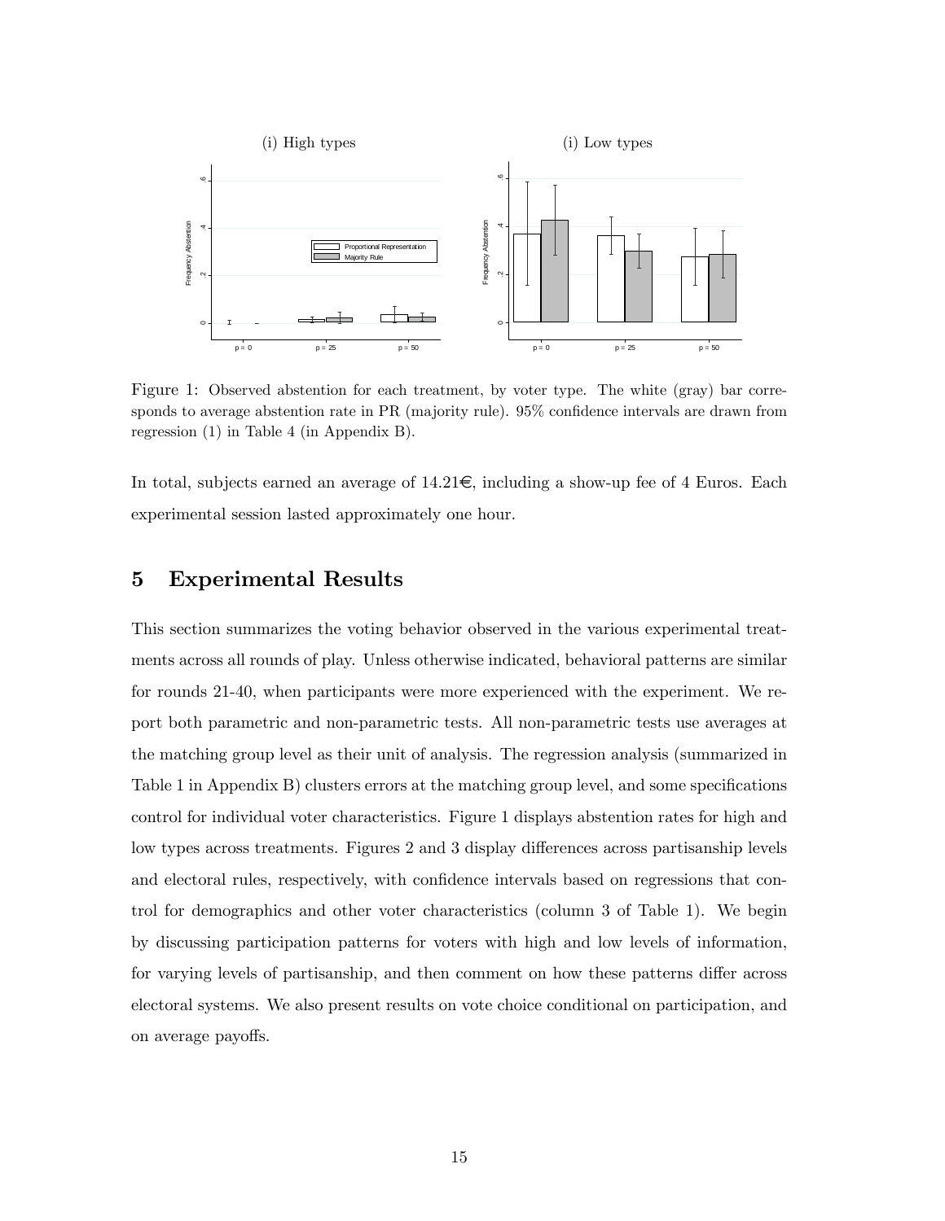Figure 1: Observed abstention for each treatment, by voter type. The white (gray) bar corresponds to average abstention rate in PR (majority rule). 95% confidence intervals are drawn from regression (1) in Table 4 (in Appendix B).

In total, subjects earned an average of 14.21€, including a show-up fee of 4 Euros. Each experimental session lasted approximately one hour.

## 5 Experimental Results

This section summarizes the voting behavior observed in the various experimental treatments across all rounds of play. Unless otherwise indicated, behavioral patterns are similar for rounds 21-40, when participants were more experienced with the experiment. We report both parametric and non-parametric tests. All non-parametric tests use averages at the matching group level as their unit of analysis. The regression analysis (summarized in Table 1 in Appendix B) clusters errors at the matching group level, and some specifications control for individual voter characteristics. Figure 1 displays abstention rates for high and low types across treatments. Figures 2 and 3 display differences across partisanship levels and electoral rules, respectively, with confidence intervals based on regressions that control for demographics and other voter characteristics (column 3 of Table 1). We begin by discussing participation patterns for voters with high and low levels of information, for varying levels of partisanship, and then comment on how these patterns differ across electoral systems. We also present results on vote choice conditional on participation, and on average payoffs.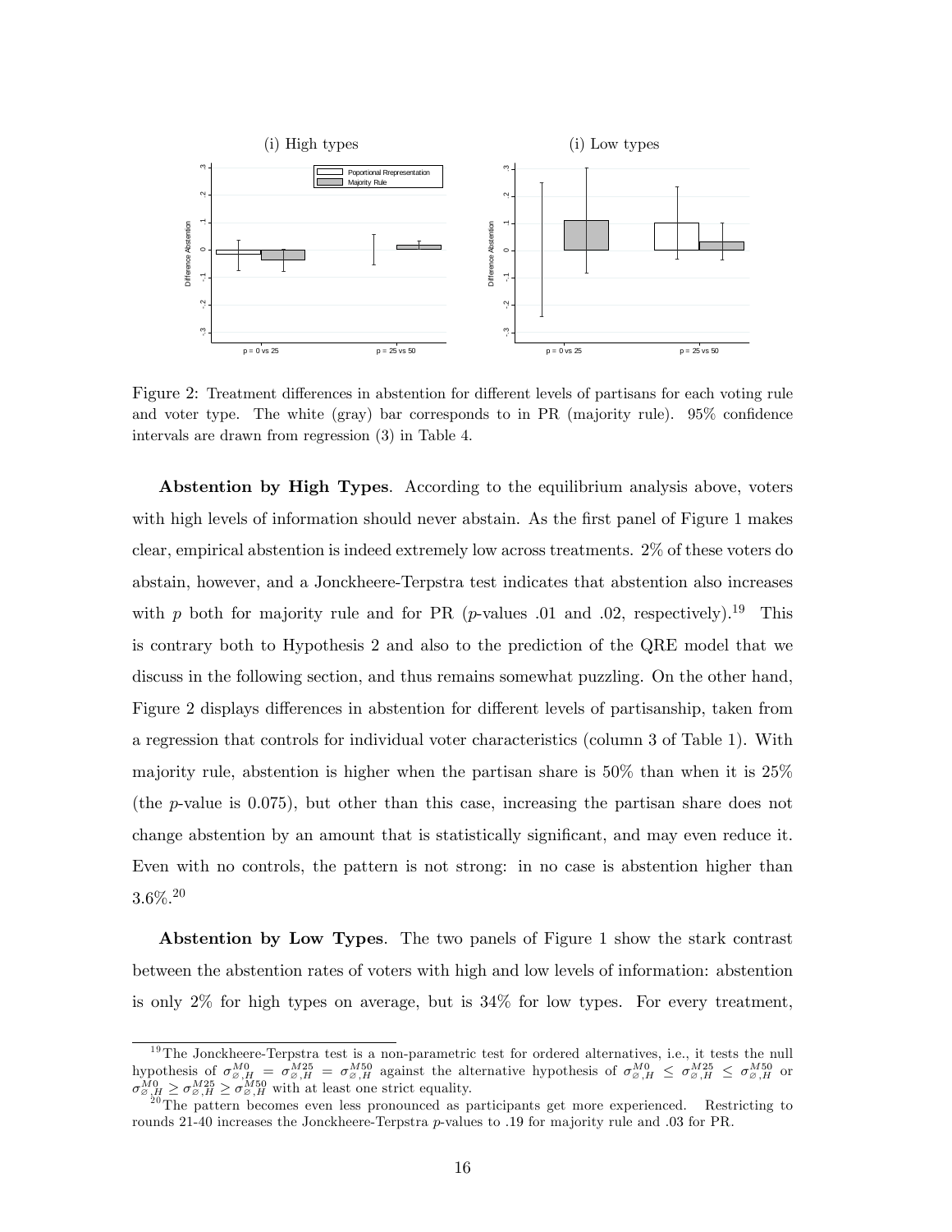Figure 2: Treatment differences in abstention for different levels of partisans for each voting rule and voter type. The white (gray) bar corresponds to in PR (majority rule). 95% confidence intervals are drawn from regression (3) in Table 4.

**Abstention by High Types**. According to the equilibrium analysis above, voters with high levels of information should never abstain. As the first panel of Figure 1 makes clear, empirical abstention is indeed extremely low across treatments. 2% of these voters do abstain, however, and a Jonckheere-Terpstra test indicates that abstention also increases with $p$ both for majority rule and for PR ($p$-values .01 and .02, respectively).[19] This is contrary both to Hypothesis 2 and also to the prediction of the QRE model that we discuss in the following section, and thus remains somewhat puzzling. On the other hand, Figure 2 displays differences in abstention for different levels of partisanship, taken from a regression that controls for individual voter characteristics (column 3 of Table 1). With majority rule, abstention is higher when the partisan share is 50% than when it is 25% (the $p$-value is 0.075), but other than this case, increasing the partisan share does not change abstention by an amount that is statistically significant, and may even reduce it. Even with no controls, the pattern is not strong: in no case is abstention higher than 3.6%.[20]

**Abstention by Low Types**. The two panels of Figure 1 show the stark contrast between the abstention rates of voters with high and low levels of information: abstention is only 2% for high types on average, but is 34% for low types. For every treatment,

[19] The Jonckheere-Terpstra test is a non-parametric test for ordered alternatives, i.e., it tests the null hypothesis of $\sigma^{M0}_{\varnothing,H} = \sigma^{M25}_{\varnothing,H} = \sigma^{M50}_{\varnothing,H}$ against the alternative hypothesis of $\sigma^{M0}_{\varnothing,H} \leq \sigma^{M25}_{\varnothing,H} \leq \sigma^{M50}_{\varnothing,H}$ or $\sigma^{M0}_{\varnothing,H} \geq \sigma^{M25}_{\varnothing,H} \geq \sigma^{M50}_{\varnothing,H}$ with at least one strict equality.

[20] The pattern becomes even less pronounced as participants get more experienced. Restricting to rounds 21-40 increases the Jonckheere-Terpstra $p$-values to .19 for majority rule and .03 for PR.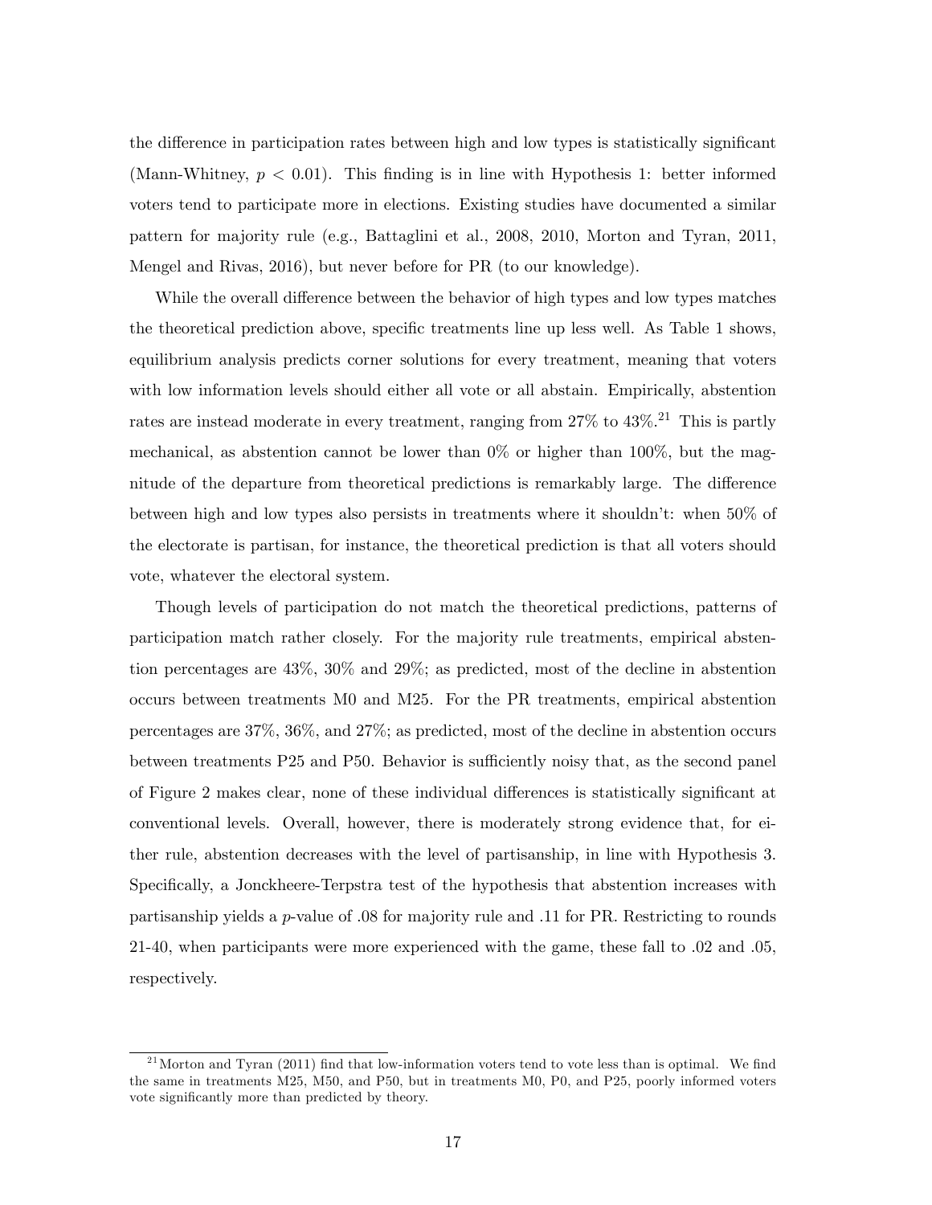the difference in participation rates between high and low types is statistically significant (Mann-Whitney, $p < 0.01$). This finding is in line with Hypothesis 1: better informed voters tend to participate more in elections. Existing studies have documented a similar pattern for majority rule (e.g., Battaglini et al., 2008, 2010, Morton and Tyran, 2011, Mengel and Rivas, 2016), but never before for PR (to our knowledge).

While the overall difference between the behavior of high types and low types matches the theoretical prediction above, specific treatments line up less well. As Table 1 shows, equilibrium analysis predicts corner solutions for every treatment, meaning that voters with low information levels should either all vote or all abstain. Empirically, abstention rates are instead moderate in every treatment, ranging from 27% to 43%.[21] This is partly mechanical, as abstention cannot be lower than 0% or higher than 100%, but the magnitude of the departure from theoretical predictions is remarkably large. The difference between high and low types also persists in treatments where it shouldn't: when 50% of the electorate is partisan, for instance, the theoretical prediction is that all voters should vote, whatever the electoral system.

Though levels of participation do not match the theoretical predictions, patterns of participation match rather closely. For the majority rule treatments, empirical abstention percentages are 43%, 30% and 29%; as predicted, most of the decline in abstention occurs between treatments M0 and M25. For the PR treatments, empirical abstention percentages are 37%, 36%, and 27%; as predicted, most of the decline in abstention occurs between treatments P25 and P50. Behavior is sufficiently noisy that, as the second panel of Figure 2 makes clear, none of these individual differences is statistically significant at conventional levels. Overall, however, there is moderately strong evidence that, for either rule, abstention decreases with the level of partisanship, in line with Hypothesis 3. Specifically, a Jonckheere-Terpstra test of the hypothesis that abstention increases with partisanship yields a $p$-value of .08 for majority rule and .11 for PR. Restricting to rounds 21-40, when participants were more experienced with the game, these fall to .02 and .05, respectively.

[21] Morton and Tyran (2011) find that low-information voters tend to vote less than is optimal. We find the same in treatments M25, M50, and P50, but in treatments M0, P0, and P25, poorly informed voters vote significantly more than predicted by theory.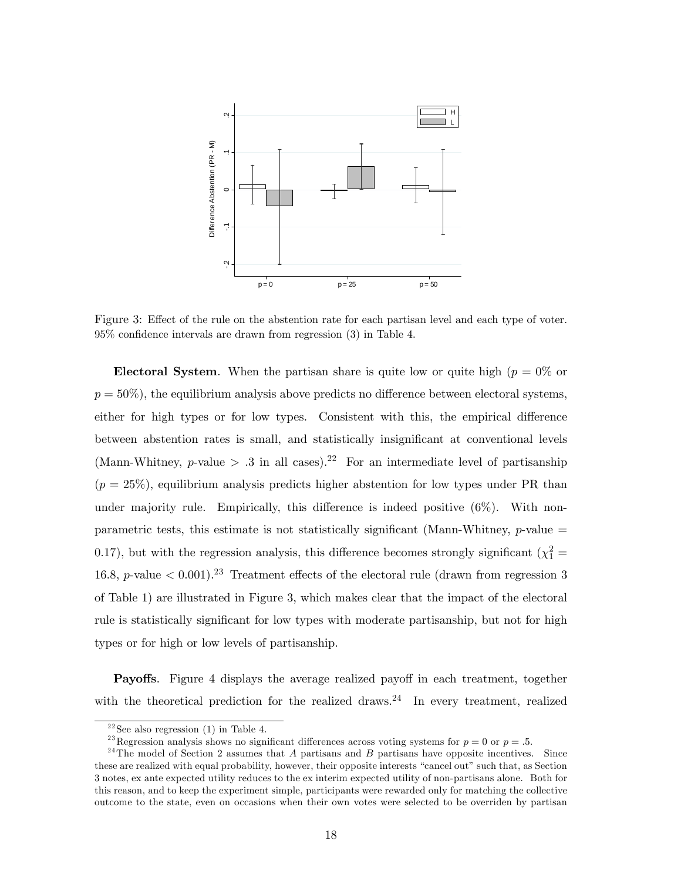Figure 3: Effect of the rule on the abstention rate for each partisan level and each type of voter. 95% confidence intervals are drawn from regression (3) in Table 4.

**Electoral System**. When the partisan share is quite low or quite high ($p = 0\%$ or $p = 50\%$), the equilibrium analysis above predicts no difference between electoral systems, either for high types or for low types. Consistent with this, the empirical difference between abstention rates is small, and statistically insignificant at conventional levels (Mann-Whitney, $p$-value $> .3$ in all cases).[22] For an intermediate level of partisanship ($p = 25\%$), equilibrium analysis predicts higher abstention for low types under PR than under majority rule. Empirically, this difference is indeed positive (6%). With non-parametric tests, this estimate is not statistically significant (Mann-Whitney, $p$-value $=$ 0.17), but with the regression analysis, this difference becomes strongly significant ($\chi^2_1 =$ 16.8, $p$-value $< 0.001$).[23] Treatment effects of the electoral rule (drawn from regression 3 of Table 1) are illustrated in Figure 3, which makes clear that the impact of the electoral rule is statistically significant for low types with moderate partisanship, but not for high types or for high or low levels of partisanship.

**Payoffs**. Figure 4 displays the average realized payoff in each treatment, together with the theoretical prediction for the realized draws.[24] In every treatment, realized

[22] See also regression (1) in Table 4.

[23] Regression analysis shows no significant differences across voting systems for $p = 0$ or $p = .5$.

[24] The model of Section 2 assumes that $A$ partisans and $B$ partisans have opposite incentives. Since these are realized with equal probability, however, their opposite interests "cancel out" such that, as Section 3 notes, ex ante expected utility reduces to the ex interim expected utility of non-partisans alone. Both for this reason, and to keep the experiment simple, participants were rewarded only for matching the collective outcome to the state, even on occasions when their own votes were selected to be overriden by partisan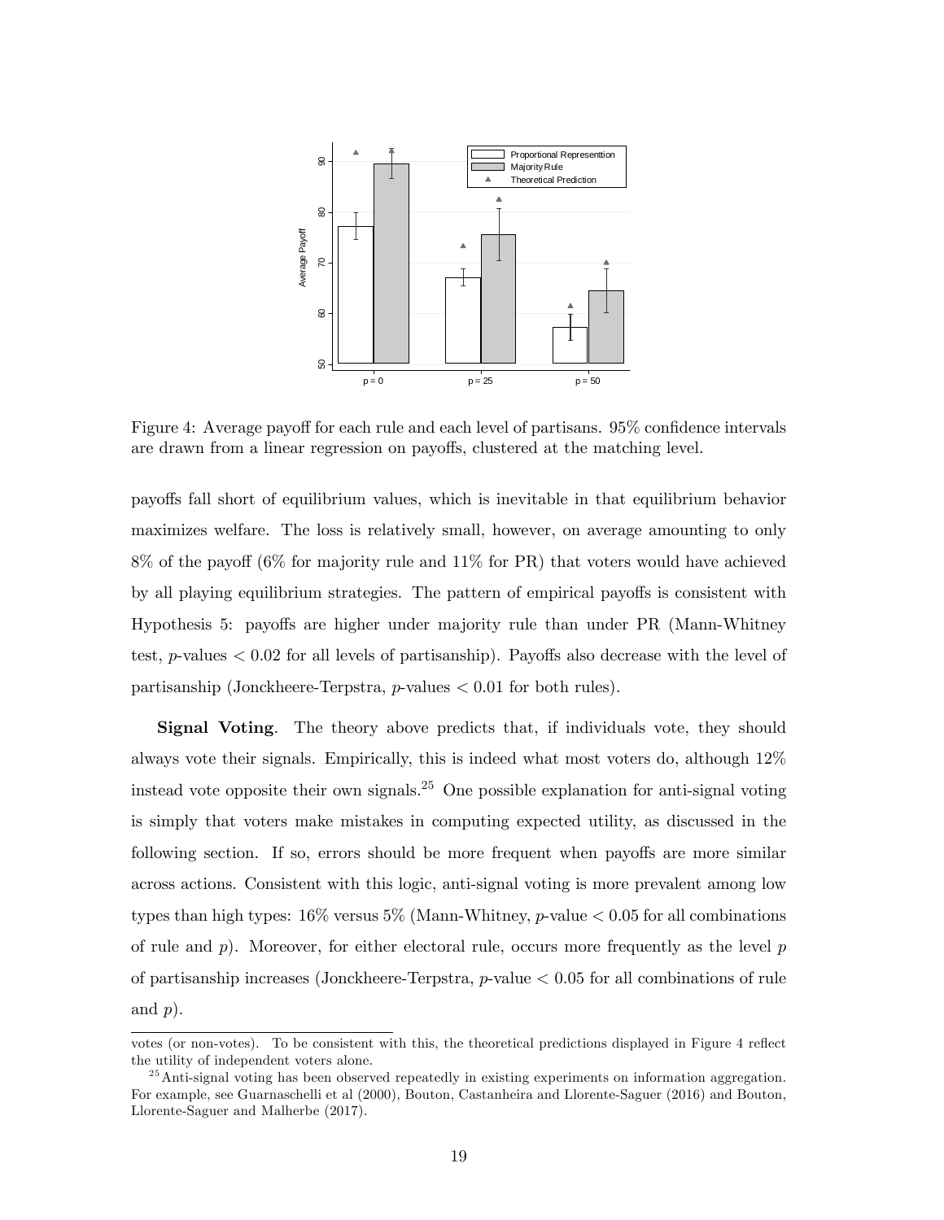Figure 4: Average payoff for each rule and each level of partisans. 95% confidence intervals are drawn from a linear regression on payoffs, clustered at the matching level.

payoffs fall short of equilibrium values, which is inevitable in that equilibrium behavior maximizes welfare. The loss is relatively small, however, on average amounting to only 8% of the payoff (6% for majority rule and 11% for PR) that voters would have achieved by all playing equilibrium strategies. The pattern of empirical payoffs is consistent with Hypothesis 5: payoffs are higher under majority rule than under PR (Mann-Whitney test, $p$-values $< 0.02$ for all levels of partisanship). Payoffs also decrease with the level of partisanship (Jonckheere-Terpstra, $p$-values $< 0.01$ for both rules).

**Signal Voting**. The theory above predicts that, if individuals vote, they should always vote their signals. Empirically, this is indeed what most voters do, although 12% instead vote opposite their own signals.[25] One possible explanation for anti-signal voting is simply that voters make mistakes in computing expected utility, as discussed in the following section. If so, errors should be more frequent when payoffs are more similar across actions. Consistent with this logic, anti-signal voting is more prevalent among low types than high types: 16% versus 5% (Mann-Whitney, $p$-value $< 0.05$ for all combinations of rule and $p$). Moreover, for either electoral rule, occurs more frequently as the level $p$ of partisanship increases (Jonckheere-Terpstra, $p$-value $< 0.05$ for all combinations of rule and $p$).

---

votes (or non-votes). To be consistent with this, the theoretical predictions displayed in Figure 4 reflect the utility of independent voters alone.

[25] Anti-signal voting has been observed repeatedly in existing experiments on information aggregation. For example, see Guarnaschelli et al (2000), Bouton, Castanheira and Llorente-Saguer (2016) and Bouton, Llorente-Saguer and Malherbe (2017).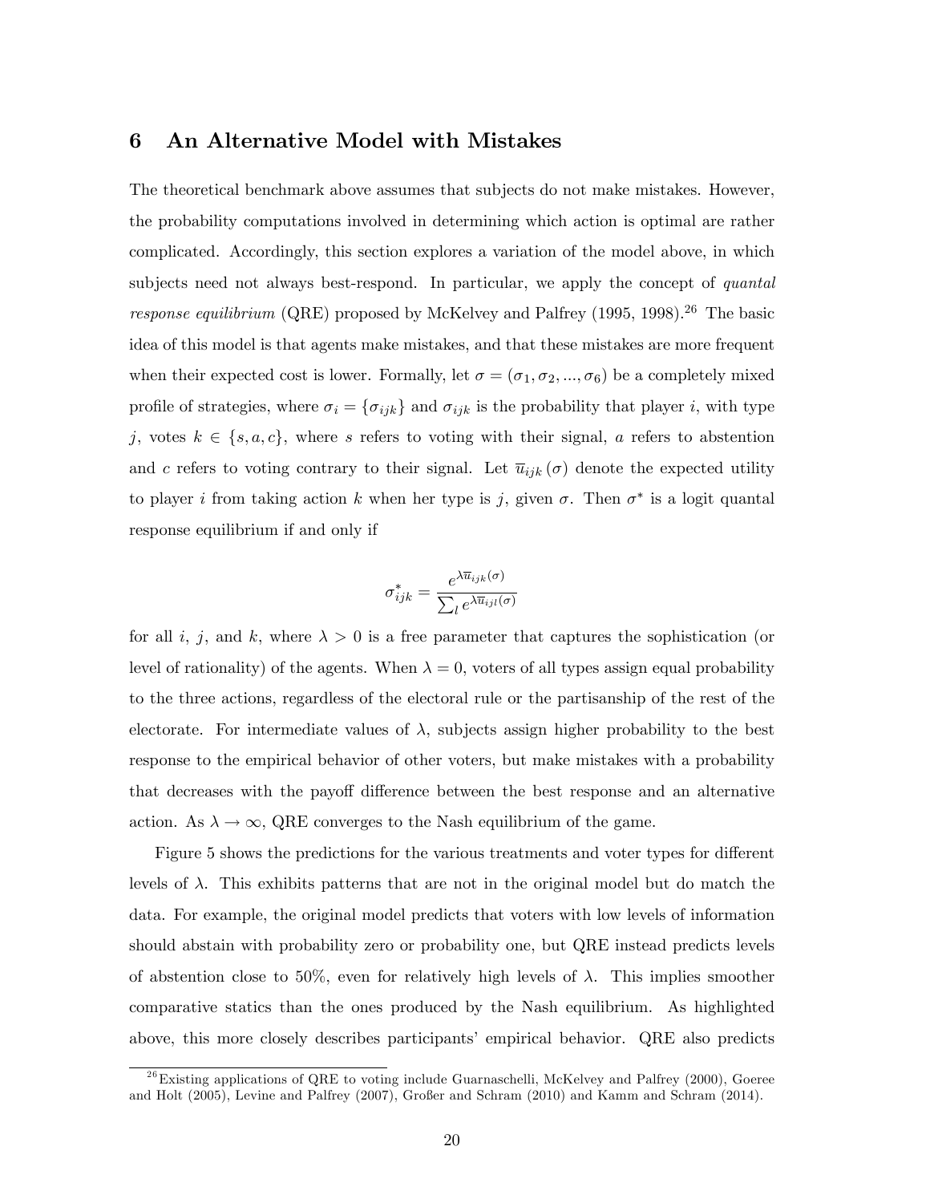## 6 An Alternative Model with Mistakes

The theoretical benchmark above assumes that subjects do not make mistakes. However, the probability computations involved in determining which action is optimal are rather complicated. Accordingly, this section explores a variation of the model above, in which subjects need not always best-respond. In particular, we apply the concept of *quantal response equilibrium* (QRE) proposed by McKelvey and Palfrey (1995, 1998).[26] The basic idea of this model is that agents make mistakes, and that these mistakes are more frequent when their expected cost is lower. Formally, let $\sigma = (\sigma_1, \sigma_2, ..., \sigma_6)$ be a completely mixed profile of strategies, where $\sigma_i = \{\sigma_{ijk}\}$ and $\sigma_{ijk}$ is the probability that player $i$, with type $j$, votes $k \in \{s, a, c\}$, where $s$ refers to voting with their signal, $a$ refers to abstention and $c$ refers to voting contrary to their signal. Let $\overline{u}_{ijk}(\sigma)$ denote the expected utility to player $i$ from taking action $k$ when her type is $j$, given $\sigma$. Then $\sigma^*$ is a logit quantal response equilibrium if and only if

$$\sigma^*_{ijk} = \frac{e^{\lambda \overline{u}_{ijk}(\sigma)}}{\sum_l e^{\lambda \overline{u}_{ijl}(\sigma)}}$$

for all $i$, $j$, and $k$, where $\lambda > 0$ is a free parameter that captures the sophistication (or level of rationality) of the agents. When $\lambda = 0$, voters of all types assign equal probability to the three actions, regardless of the electoral rule or the partisanship of the rest of the electorate. For intermediate values of $\lambda$, subjects assign higher probability to the best response to the empirical behavior of other voters, but make mistakes with a probability that decreases with the payoff difference between the best response and an alternative action. As $\lambda \to \infty$, QRE converges to the Nash equilibrium of the game.

Figure 5 shows the predictions for the various treatments and voter types for different levels of $\lambda$. This exhibits patterns that are not in the original model but do match the data. For example, the original model predicts that voters with low levels of information should abstain with probability zero or probability one, but QRE instead predicts levels of abstention close to 50%, even for relatively high levels of $\lambda$. This implies smoother comparative statics than the ones produced by the Nash equilibrium. As highlighted above, this more closely describes participants' empirical behavior. QRE also predicts

[26] Existing applications of QRE to voting include Guarnaschelli, McKelvey and Palfrey (2000), Goeree and Holt (2005), Levine and Palfrey (2007), Großer and Schram (2010) and Kamm and Schram (2014).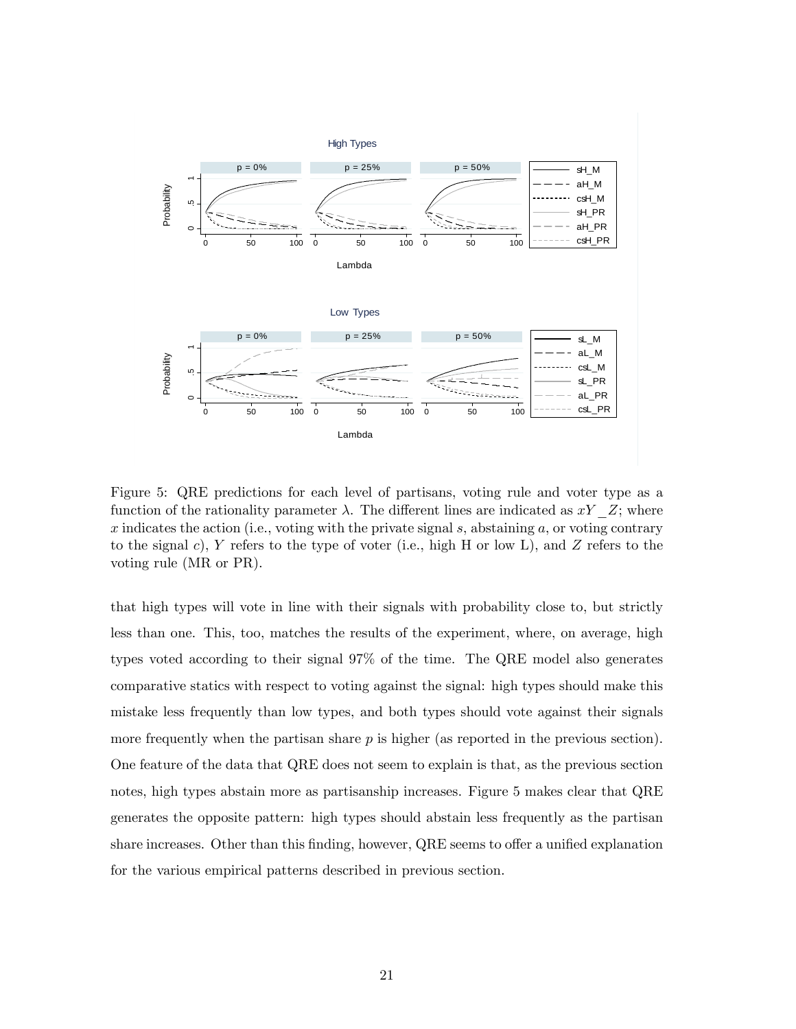Figure 5: QRE predictions for each level of partisans, voting rule and voter type as a function of the rationality parameter $\lambda$. The different lines are indicated as $xY\_Z$; where $x$ indicates the action (i.e., voting with the private signal $s$, abstaining $a$, or voting contrary to the signal $c$), $Y$ refers to the type of voter (i.e., high H or low L), and $Z$ refers to the voting rule (MR or PR).

that high types will vote in line with their signals with probability close to, but strictly less than one. This, too, matches the results of the experiment, where, on average, high types voted according to their signal 97% of the time. The QRE model also generates comparative statics with respect to voting against the signal: high types should make this mistake less frequently than low types, and both types should vote against their signals more frequently when the partisan share $p$ is higher (as reported in the previous section). One feature of the data that QRE does not seem to explain is that, as the previous section notes, high types abstain more as partisanship increases. Figure 5 makes clear that QRE generates the opposite pattern: high types should abstain less frequently as the partisan share increases. Other than this finding, however, QRE seems to offer a unified explanation for the various empirical patterns described in previous section.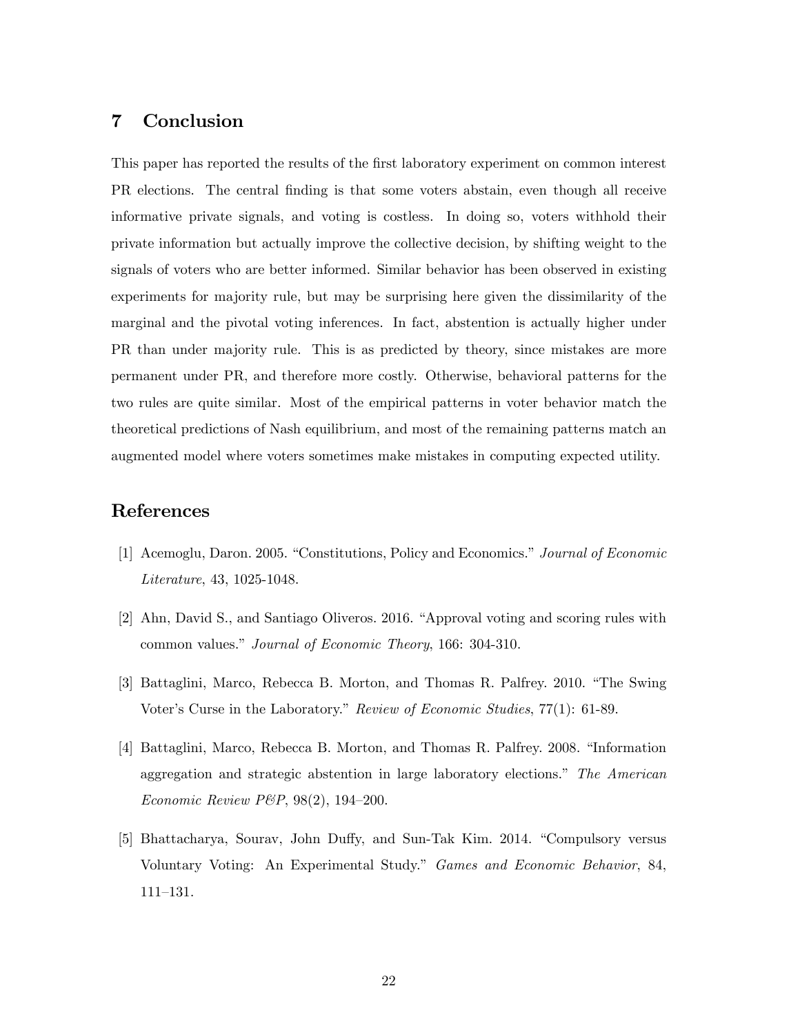## 7 Conclusion

This paper has reported the results of the first laboratory experiment on common interest PR elections. The central finding is that some voters abstain, even though all receive informative private signals, and voting is costless. In doing so, voters withhold their private information but actually improve the collective decision, by shifting weight to the signals of voters who are better informed. Similar behavior has been observed in existing experiments for majority rule, but may be surprising here given the dissimilarity of the marginal and the pivotal voting inferences. In fact, abstention is actually higher under PR than under majority rule. This is as predicted by theory, since mistakes are more permanent under PR, and therefore more costly. Otherwise, behavioral patterns for the two rules are quite similar. Most of the empirical patterns in voter behavior match the theoretical predictions of Nash equilibrium, and most of the remaining patterns match an augmented model where voters sometimes make mistakes in computing expected utility.

## References

[1] Acemoglu, Daron. 2005. "Constitutions, Policy and Economics." *Journal of Economic Literature*, 43, 1025-1048.

[2] Ahn, David S., and Santiago Oliveros. 2016. "Approval voting and scoring rules with common values." *Journal of Economic Theory*, 166: 304-310.

[3] Battaglini, Marco, Rebecca B. Morton, and Thomas R. Palfrey. 2010. "The Swing Voter's Curse in the Laboratory." *Review of Economic Studies*, 77(1): 61-89.

[4] Battaglini, Marco, Rebecca B. Morton, and Thomas R. Palfrey. 2008. "Information aggregation and strategic abstention in large laboratory elections." *The American Economic Review P&P*, 98(2), 194–200.

[5] Bhattacharya, Sourav, John Duffy, and Sun-Tak Kim. 2014. "Compulsory versus Voluntary Voting: An Experimental Study." *Games and Economic Behavior*, 84, 111–131.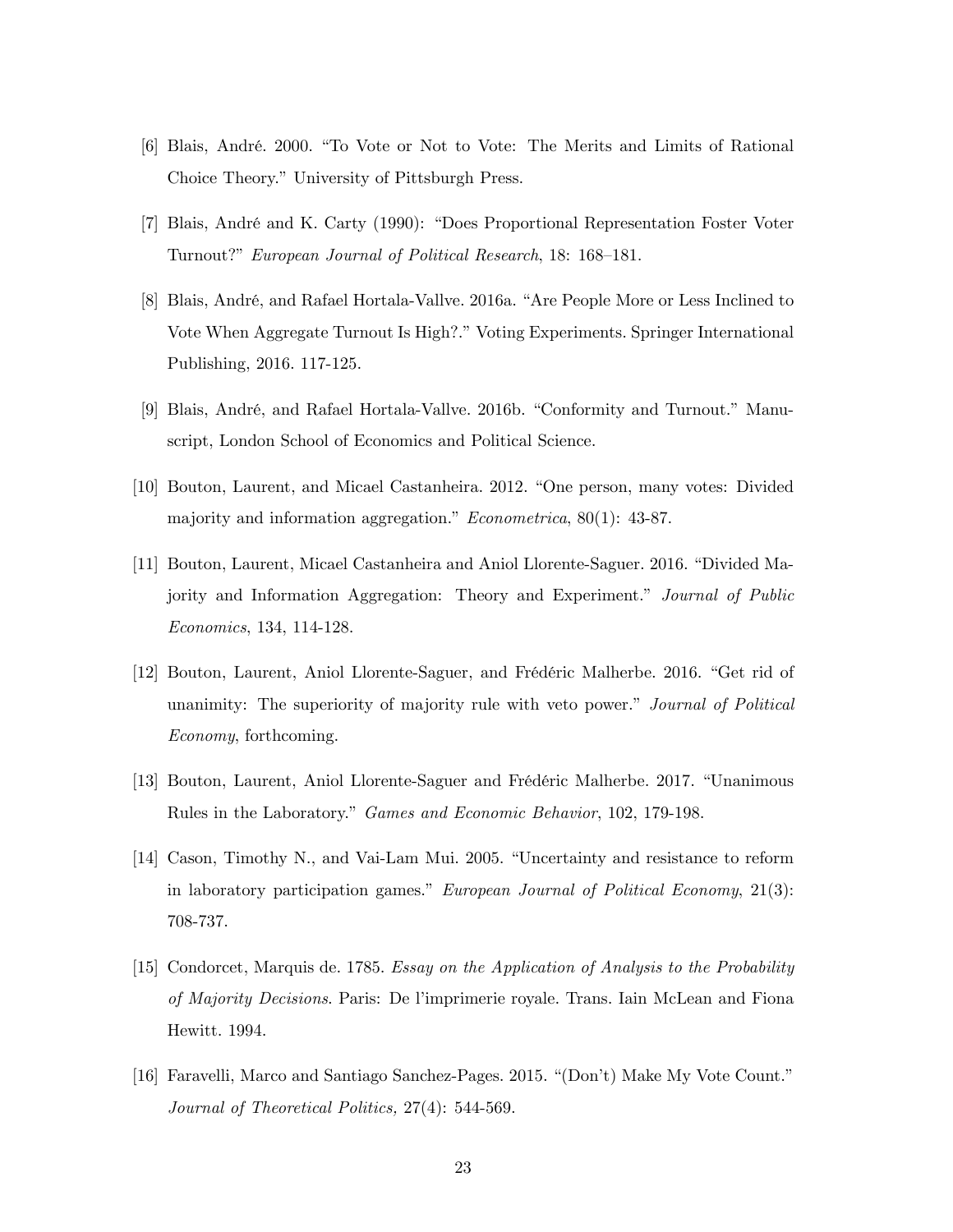[6] Blais, André. 2000. "To Vote or Not to Vote: The Merits and Limits of Rational Choice Theory." University of Pittsburgh Press.

[7] Blais, André and K. Carty (1990): "Does Proportional Representation Foster Voter Turnout?" *European Journal of Political Research*, 18: 168–181.

[8] Blais, André, and Rafael Hortala-Vallve. 2016a. "Are People More or Less Inclined to Vote When Aggregate Turnout Is High?." Voting Experiments. Springer International Publishing, 2016. 117-125.

[9] Blais, André, and Rafael Hortala-Vallve. 2016b. "Conformity and Turnout." Manuscript, London School of Economics and Political Science.

[10] Bouton, Laurent, and Micael Castanheira. 2012. "One person, many votes: Divided majority and information aggregation." *Econometrica*, 80(1): 43-87.

[11] Bouton, Laurent, Micael Castanheira and Aniol Llorente-Saguer. 2016. "Divided Majority and Information Aggregation: Theory and Experiment." *Journal of Public Economics*, 134, 114-128.

[12] Bouton, Laurent, Aniol Llorente-Saguer, and Frédéric Malherbe. 2016. "Get rid of unanimity: The superiority of majority rule with veto power." *Journal of Political Economy*, forthcoming.

[13] Bouton, Laurent, Aniol Llorente-Saguer and Frédéric Malherbe. 2017. "Unanimous Rules in the Laboratory." *Games and Economic Behavior*, 102, 179-198.

[14] Cason, Timothy N., and Vai-Lam Mui. 2005. "Uncertainty and resistance to reform in laboratory participation games." *European Journal of Political Economy*, 21(3): 708-737.

[15] Condorcet, Marquis de. 1785. *Essay on the Application of Analysis to the Probability of Majority Decisions*. Paris: De l'imprimerie royale. Trans. Iain McLean and Fiona Hewitt. 1994.

[16] Faravelli, Marco and Santiago Sanchez-Pages. 2015. "(Don't) Make My Vote Count." *Journal of Theoretical Politics,* 27(4): 544-569.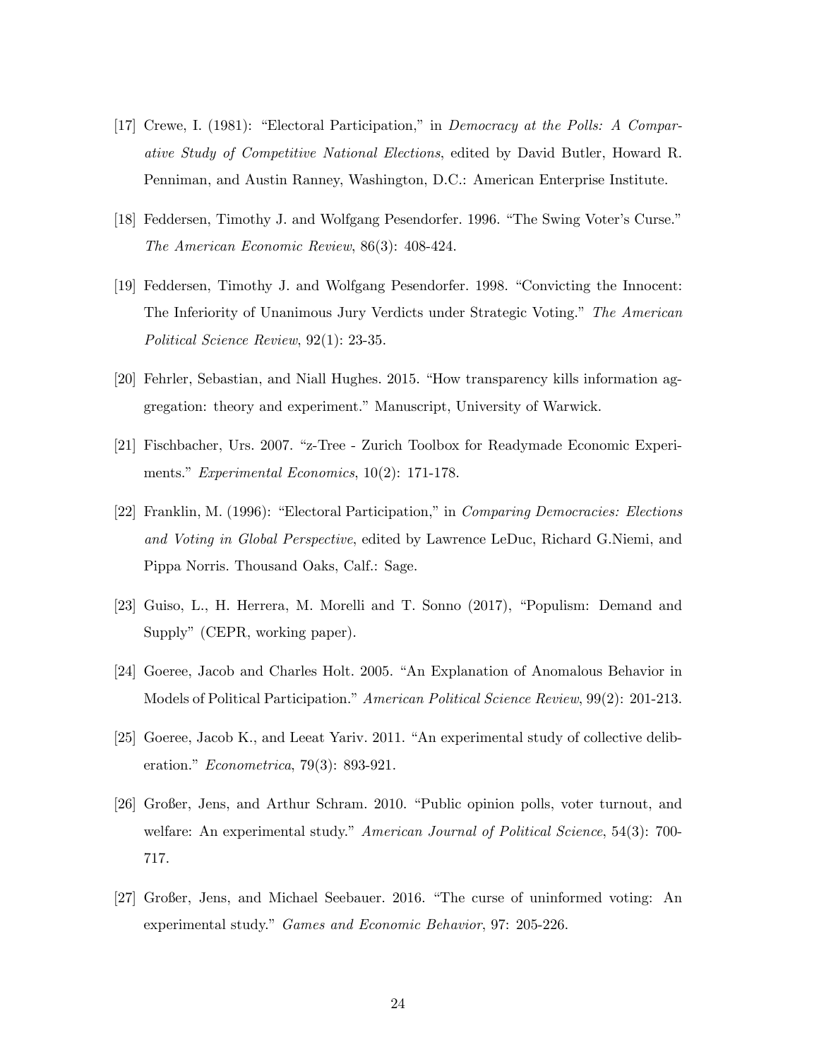[17] Crewe, I. (1981): "Electoral Participation," in *Democracy at the Polls: A Comparative Study of Competitive National Elections*, edited by David Butler, Howard R. Penniman, and Austin Ranney, Washington, D.C.: American Enterprise Institute.

[18] Feddersen, Timothy J. and Wolfgang Pesendorfer. 1996. "The Swing Voter's Curse." *The American Economic Review*, 86(3): 408-424.

[19] Feddersen, Timothy J. and Wolfgang Pesendorfer. 1998. "Convicting the Innocent: The Inferiority of Unanimous Jury Verdicts under Strategic Voting." *The American Political Science Review*, 92(1): 23-35.

[20] Fehrler, Sebastian, and Niall Hughes. 2015. "How transparency kills information aggregation: theory and experiment." Manuscript, University of Warwick.

[21] Fischbacher, Urs. 2007. "z-Tree - Zurich Toolbox for Readymade Economic Experiments." *Experimental Economics*, 10(2): 171-178.

[22] Franklin, M. (1996): "Electoral Participation," in *Comparing Democracies: Elections and Voting in Global Perspective*, edited by Lawrence LeDuc, Richard G.Niemi, and Pippa Norris. Thousand Oaks, Calf.: Sage.

[23] Guiso, L., H. Herrera, M. Morelli and T. Sonno (2017), "Populism: Demand and Supply" (CEPR, working paper).

[24] Goeree, Jacob and Charles Holt. 2005. "An Explanation of Anomalous Behavior in Models of Political Participation." American Political Science Review, 99(2): 201-213.

[25] Goeree, Jacob K., and Leeat Yariv. 2011. "An experimental study of collective deliberation." *Econometrica*, 79(3): 893-921.

[26] Großer, Jens, and Arthur Schram. 2010. "Public opinion polls, voter turnout, and welfare: An experimental study." *American Journal of Political Science*, 54(3): 700-717.

[27] Großer, Jens, and Michael Seebauer. 2016. "The curse of uninformed voting: An experimental study." *Games and Economic Behavior*, 97: 205-226.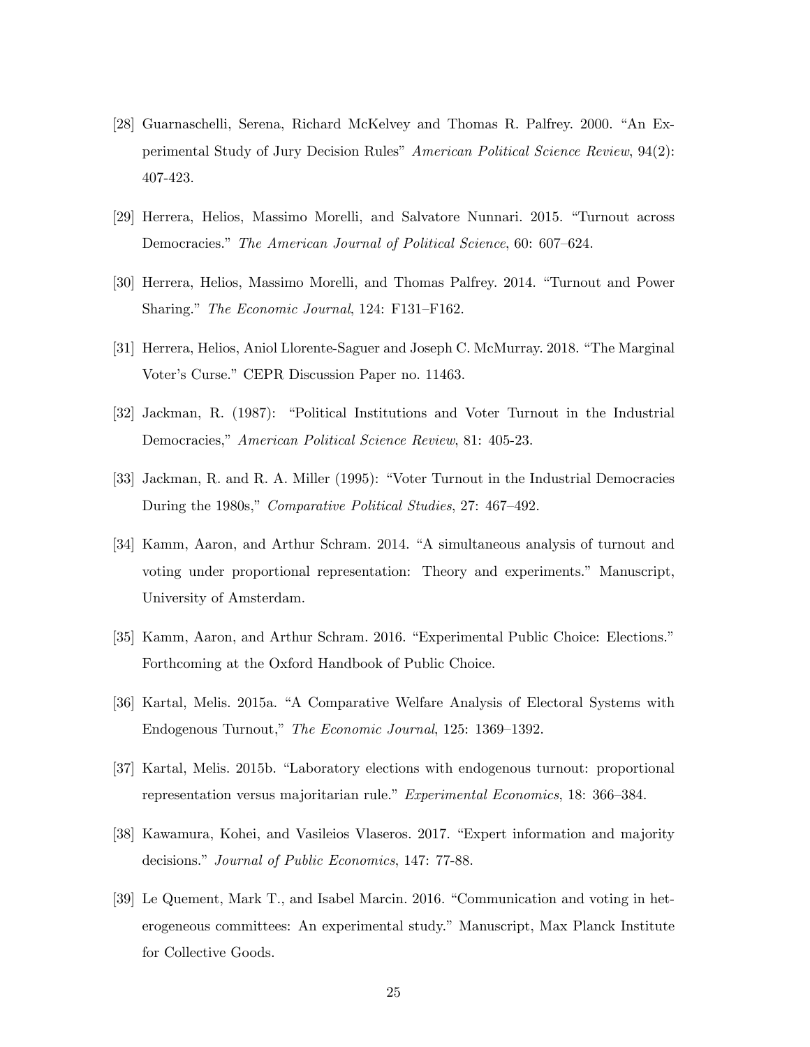[28] Guarnaschelli, Serena, Richard McKelvey and Thomas R. Palfrey. 2000. "An Experimental Study of Jury Decision Rules" *American Political Science Review*, 94(2): 407-423.

[29] Herrera, Helios, Massimo Morelli, and Salvatore Nunnari. 2015. "Turnout across Democracies." *The American Journal of Political Science*, 60: 607–624.

[30] Herrera, Helios, Massimo Morelli, and Thomas Palfrey. 2014. "Turnout and Power Sharing." *The Economic Journal*, 124: F131–F162.

[31] Herrera, Helios, Aniol Llorente-Saguer and Joseph C. McMurray. 2018. "The Marginal Voter's Curse." CEPR Discussion Paper no. 11463.

[32] Jackman, R. (1987): "Political Institutions and Voter Turnout in the Industrial Democracies," *American Political Science Review*, 81: 405-23.

[33] Jackman, R. and R. A. Miller (1995): "Voter Turnout in the Industrial Democracies During the 1980s," *Comparative Political Studies*, 27: 467–492.

[34] Kamm, Aaron, and Arthur Schram. 2014. "A simultaneous analysis of turnout and voting under proportional representation: Theory and experiments." Manuscript, University of Amsterdam.

[35] Kamm, Aaron, and Arthur Schram. 2016. "Experimental Public Choice: Elections." Forthcoming at the Oxford Handbook of Public Choice.

[36] Kartal, Melis. 2015a. "A Comparative Welfare Analysis of Electoral Systems with Endogenous Turnout," *The Economic Journal*, 125: 1369–1392.

[37] Kartal, Melis. 2015b. "Laboratory elections with endogenous turnout: proportional representation versus majoritarian rule." *Experimental Economics*, 18: 366–384.

[38] Kawamura, Kohei, and Vasileios Vlaseros. 2017. "Expert information and majority decisions." *Journal of Public Economics*, 147: 77-88.

[39] Le Quement, Mark T., and Isabel Marcin. 2016. "Communication and voting in heterogeneous committees: An experimental study." Manuscript, Max Planck Institute for Collective Goods.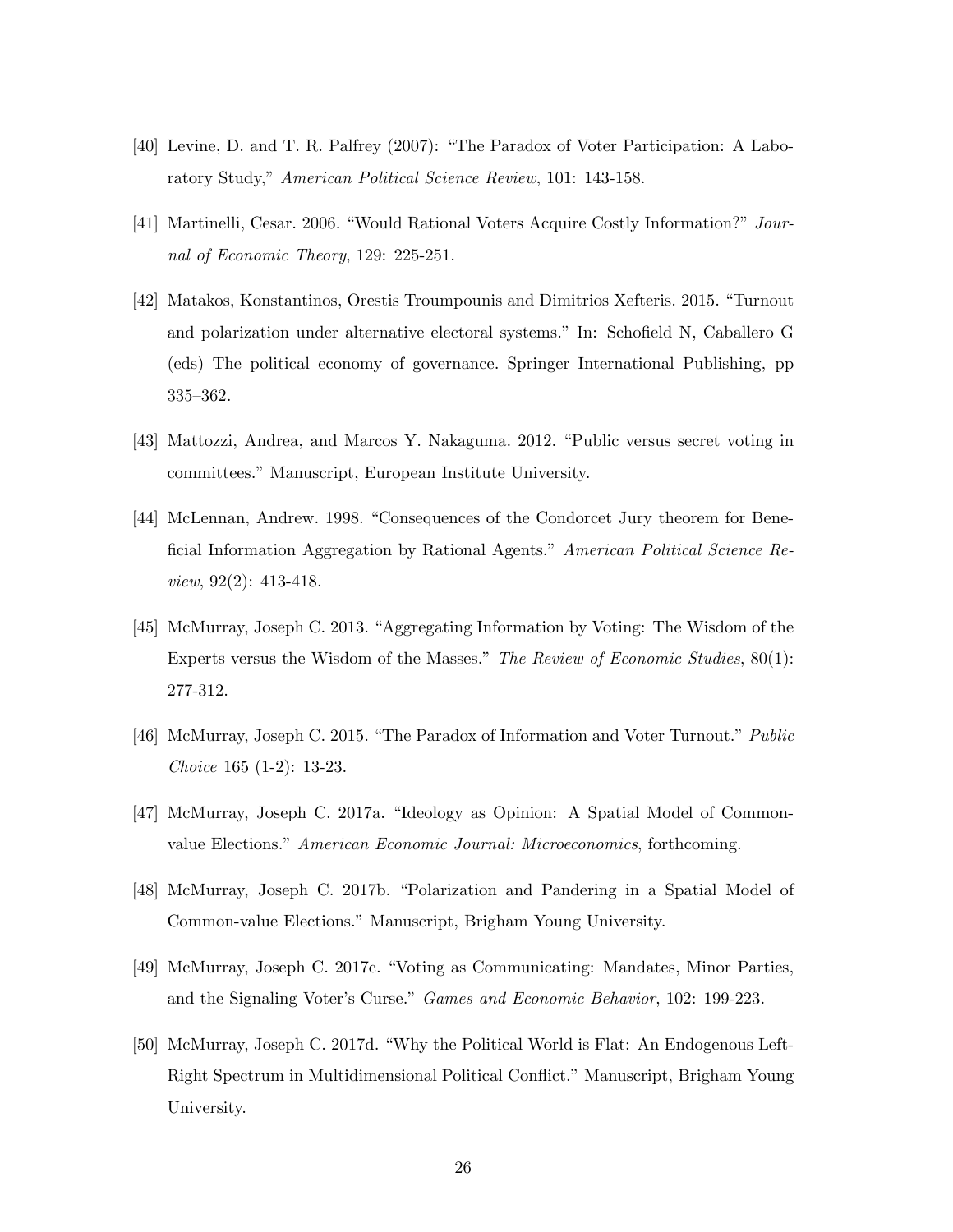[40] Levine, D. and T. R. Palfrey (2007): "The Paradox of Voter Participation: A Laboratory Study," *American Political Science Review*, 101: 143-158.

[41] Martinelli, Cesar. 2006. "Would Rational Voters Acquire Costly Information?" *Journal of Economic Theory*, 129: 225-251.

[42] Matakos, Konstantinos, Orestis Troumpounis and Dimitrios Xefteris. 2015. "Turnout and polarization under alternative electoral systems." In: Schofield N, Caballero G (eds) The political economy of governance. Springer International Publishing, pp 335–362.

[43] Mattozzi, Andrea, and Marcos Y. Nakaguma. 2012. "Public versus secret voting in committees." Manuscript, European Institute University.

[44] McLennan, Andrew. 1998. "Consequences of the Condorcet Jury theorem for Beneficial Information Aggregation by Rational Agents." *American Political Science Review*, 92(2): 413-418.

[45] McMurray, Joseph C. 2013. "Aggregating Information by Voting: The Wisdom of the Experts versus the Wisdom of the Masses." *The Review of Economic Studies*, 80(1): 277-312.

[46] McMurray, Joseph C. 2015. "The Paradox of Information and Voter Turnout." *Public Choice* 165 (1-2): 13-23.

[47] McMurray, Joseph C. 2017a. "Ideology as Opinion: A Spatial Model of Common-value Elections." *American Economic Journal: Microeconomics*, forthcoming.

[48] McMurray, Joseph C. 2017b. "Polarization and Pandering in a Spatial Model of Common-value Elections." Manuscript, Brigham Young University.

[49] McMurray, Joseph C. 2017c. "Voting as Communicating: Mandates, Minor Parties, and the Signaling Voter's Curse." *Games and Economic Behavior*, 102: 199-223.

[50] McMurray, Joseph C. 2017d. "Why the Political World is Flat: An Endogenous Left-Right Spectrum in Multidimensional Political Conflict." Manuscript, Brigham Young University.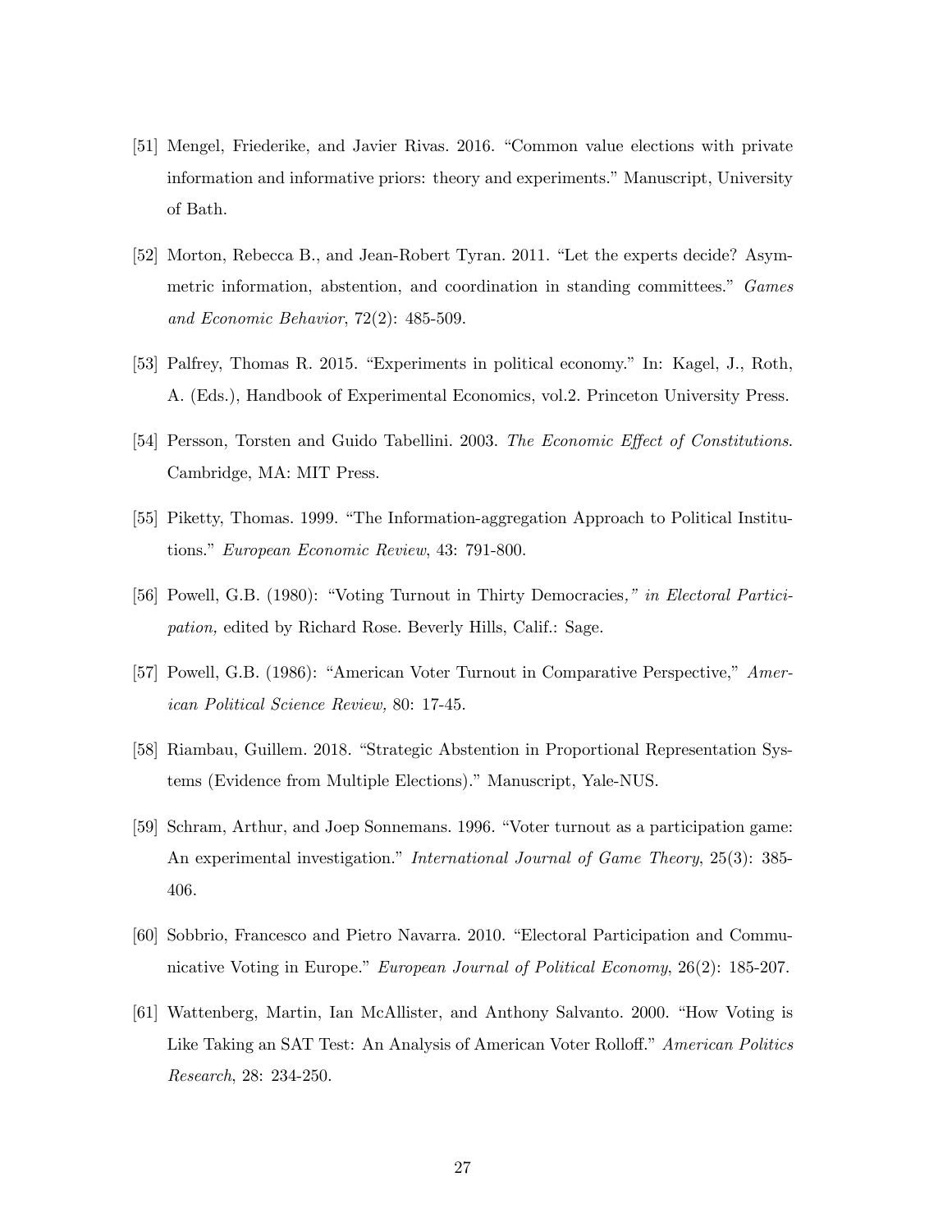[51] Mengel, Friederike, and Javier Rivas. 2016. "Common value elections with private information and informative priors: theory and experiments." Manuscript, University of Bath.

[52] Morton, Rebecca B., and Jean-Robert Tyran. 2011. "Let the experts decide? Asymmetric information, abstention, and coordination in standing committees." *Games and Economic Behavior*, 72(2): 485-509.

[53] Palfrey, Thomas R. 2015. "Experiments in political economy." In: Kagel, J., Roth, A. (Eds.), Handbook of Experimental Economics, vol.2. Princeton University Press.

[54] Persson, Torsten and Guido Tabellini. 2003. *The Economic Effect of Constitutions*. Cambridge, MA: MIT Press.

[55] Piketty, Thomas. 1999. "The Information-aggregation Approach to Political Institutions." *European Economic Review*, 43: 791-800.

[56] Powell, G.B. (1980): "Voting Turnout in Thirty Democracies,*" in Electoral Participation,* edited by Richard Rose. Beverly Hills, Calif.: Sage.

[57] Powell, G.B. (1986): "American Voter Turnout in Comparative Perspective," *American Political Science Review,* 80: 17-45.

[58] Riambau, Guillem. 2018. "Strategic Abstention in Proportional Representation Systems (Evidence from Multiple Elections)." Manuscript, Yale-NUS.

[59] Schram, Arthur, and Joep Sonnemans. 1996. "Voter turnout as a participation game: An experimental investigation." *International Journal of Game Theory*, 25(3): 385-406.

[60] Sobbrio, Francesco and Pietro Navarra. 2010. "Electoral Participation and Communicative Voting in Europe." *European Journal of Political Economy*, 26(2): 185-207.

[61] Wattenberg, Martin, Ian McAllister, and Anthony Salvanto. 2000. "How Voting is Like Taking an SAT Test: An Analysis of American Voter Rolloff." *American Politics Research*, 28: 234-250.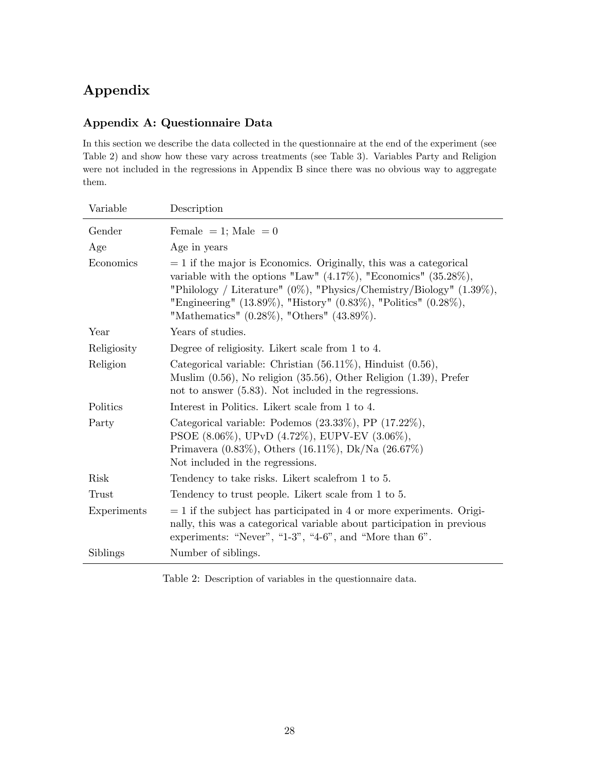# Appendix

## Appendix A: Questionnaire Data

In this section we describe the data collected in the questionnaire at the end of the experiment (see Table 2) and show how these vary across treatments (see Table 3). Variables Party and Religion were not included in the regressions in Appendix B since there was no obvious way to aggregate them.

| Variable | Description |
|---|---|
| Gender | Female $= 1$; Male $= 0$ |
| Age | Age in years |
| Economics | $= 1$ if the major is Economics. Originally, this was a categorical variable with the options "Law" (4.17%), "Economics" (35.28%), "Philology / Literature" (0%), "Physics/Chemistry/Biology" (1.39%), "Engineering" (13.89%), "History" (0.83%), "Politics" (0.28%), "Mathematics" (0.28%), "Others" (43.89%). |
| Year | Years of studies. |
| Religiosity | Degree of religiosity. Likert scale from 1 to 4. |
| Religion | Categorical variable: Christian (56.11%), Hinduist (0.56), Muslim (0.56), No religion (35.56), Other Religion (1.39), Prefer not to answer (5.83). Not included in the regressions. |
| Politics | Interest in Politics. Likert scale from 1 to 4. |
| Party | Categorical variable: Podemos (23.33%), PP (17.22%), PSOE (8.06%), UPvD (4.72%), EUPV-EV (3.06%), Primavera (0.83%), Others (16.11%), Dk/Na (26.67%) Not included in the regressions. |
| Risk | Tendency to take risks. Likert scalefrom 1 to 5. |
| Trust | Tendency to trust people. Likert scale from 1 to 5. |
| Experiments | $= 1$ if the subject has participated in 4 or more experiments. Originally, this was a categorical variable about participation in previous experiments: "Never", "1-3", "4-6", and "More than 6". |
| Siblings | Number of siblings. |

Table 2: Description of variables in the questionnaire data.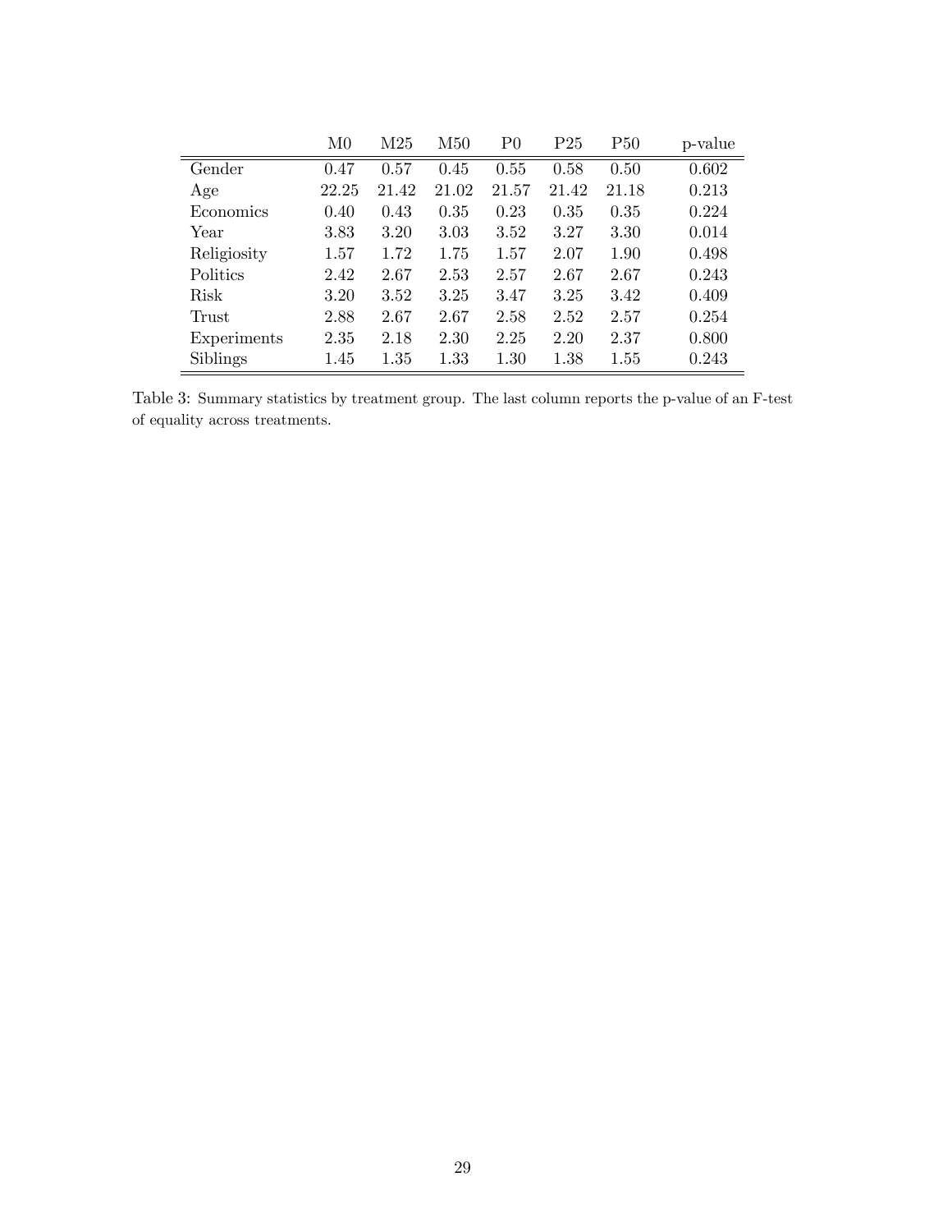|  | M0 | M25 | M50 | P0 | P25 | P50 | p-value |
|---|---|---|---|---|---|---|---|
| Gender | 0.47 | 0.57 | 0.45 | 0.55 | 0.58 | 0.50 | 0.602 |
| Age | 22.25 | 21.42 | 21.02 | 21.57 | 21.42 | 21.18 | 0.213 |
| Economics | 0.40 | 0.43 | 0.35 | 0.23 | 0.35 | 0.35 | 0.224 |
| Year | 3.83 | 3.20 | 3.03 | 3.52 | 3.27 | 3.30 | 0.014 |
| Religiosity | 1.57 | 1.72 | 1.75 | 1.57 | 2.07 | 1.90 | 0.498 |
| Politics | 2.42 | 2.67 | 2.53 | 2.57 | 2.67 | 2.67 | 0.243 |
| Risk | 3.20 | 3.52 | 3.25 | 3.47 | 3.25 | 3.42 | 0.409 |
| Trust | 2.88 | 2.67 | 2.67 | 2.58 | 2.52 | 2.57 | 0.254 |
| Experiments | 2.35 | 2.18 | 2.30 | 2.25 | 2.20 | 2.37 | 0.800 |
| Siblings | 1.45 | 1.35 | 1.33 | 1.30 | 1.38 | 1.55 | 0.243 |

Table 3: Summary statistics by treatment group. The last column reports the p-value of an F-test of equality across treatments.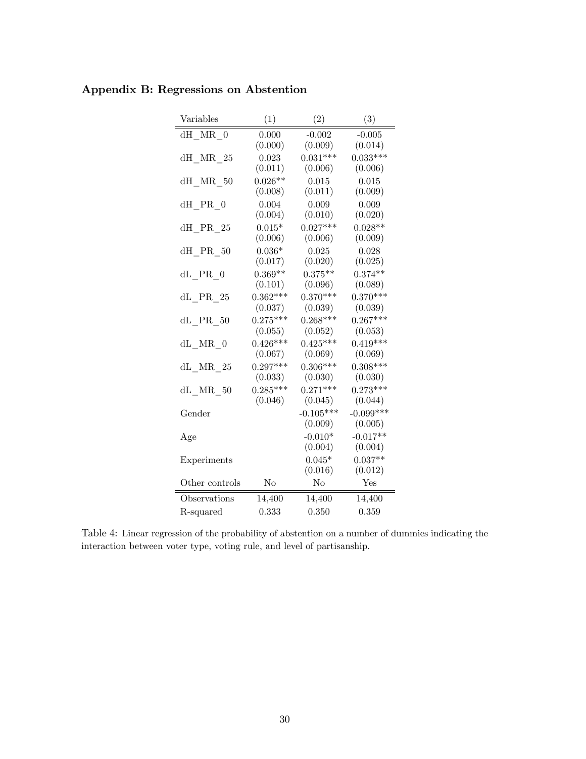## Appendix B: Regressions on Abstention

| Variables | (1) | (2) | (3) |
|---|---|---|---|
| dH_MR_0 | 0.000 | -0.002 | -0.005 |
| | (0.000) | (0.009) | (0.014) |
| dH_MR_25 | 0.023 | 0.031*** | 0.033*** |
| | (0.011) | (0.006) | (0.006) |
| dH_MR_50 | 0.026** | 0.015 | 0.015 |
| | (0.008) | (0.011) | (0.009) |
| dH_PR_0 | 0.004 | 0.009 | 0.009 |
| | (0.004) | (0.010) | (0.020) |
| dH_PR_25 | 0.015* | 0.027*** | 0.028** |
| | (0.006) | (0.006) | (0.009) |
| dH_PR_50 | 0.036* | 0.025 | 0.028 |
| | (0.017) | (0.020) | (0.025) |
| dL_PR_0 | 0.369** | 0.375** | 0.374** |
| | (0.101) | (0.096) | (0.089) |
| dL_PR_25 | 0.362*** | 0.370*** | 0.370*** |
| | (0.037) | (0.039) | (0.039) |
| dL_PR_50 | 0.275*** | 0.268*** | 0.267*** |
| | (0.055) | (0.052) | (0.053) |
| dL_MR_0 | 0.426*** | 0.425*** | 0.419*** |
| | (0.067) | (0.069) | (0.069) |
| dL_MR_25 | 0.297*** | 0.306*** | 0.308*** |
| | (0.033) | (0.030) | (0.030) |
| dL_MR_50 | 0.285*** | 0.271*** | 0.273*** |
| | (0.046) | (0.045) | (0.044) |
| Gender | | -0.105*** | -0.099*** |
| | | (0.009) | (0.005) |
| Age | | -0.010* | -0.017** |
| | | (0.004) | (0.004) |
| Experiments | | 0.045* | 0.037** |
| | | (0.016) | (0.012) |
| Other controls | No | No | Yes |
| Observations | 14,400 | 14,400 | 14,400 |
| R-squared | 0.333 | 0.350 | 0.359 |

Table 4: Linear regression of the probability of abstention on a number of dummies indicating the interaction between voter type, voting rule, and level of partisanship.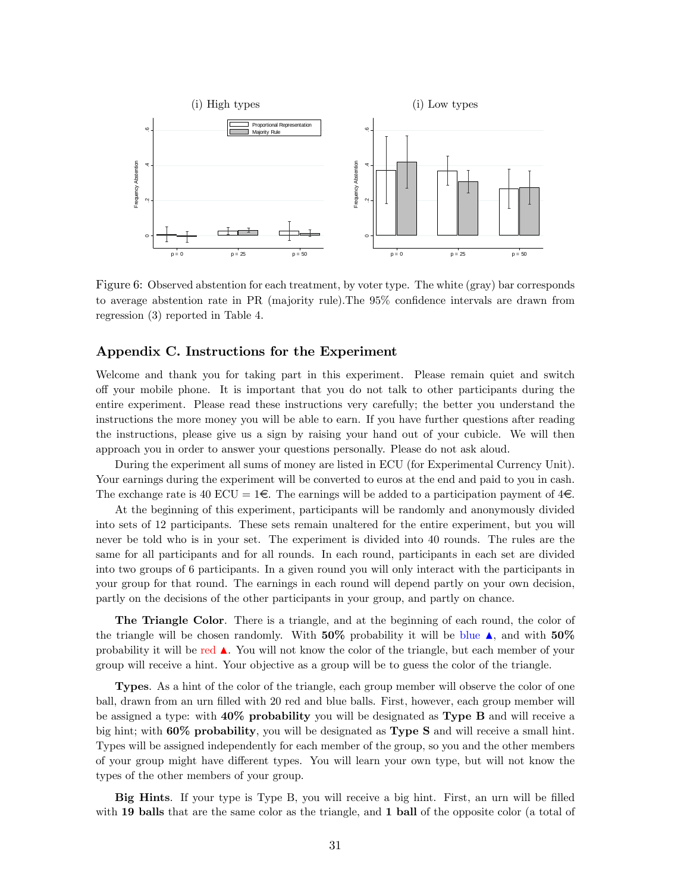Figure 6: Observed abstention for each treatment, by voter type. The white (gray) bar corresponds to average abstention rate in PR (majority rule).The 95% confidence intervals are drawn from regression (3) reported in Table 4.

## Appendix C. Instructions for the Experiment

Welcome and thank you for taking part in this experiment. Please remain quiet and switch off your mobile phone. It is important that you do not talk to other participants during the entire experiment. Please read these instructions very carefully; the better you understand the instructions the more money you will be able to earn. If you have further questions after reading the instructions, please give us a sign by raising your hand out of your cubicle. We will then approach you in order to answer your questions personally. Please do not ask aloud.

During the experiment all sums of money are listed in ECU (for Experimental Currency Unit). Your earnings during the experiment will be converted to euros at the end and paid to you in cash. The exchange rate is 40 ECU = 1€. The earnings will be added to a participation payment of 4€.

At the beginning of this experiment, participants will be randomly and anonymously divided into sets of 12 participants. These sets remain unaltered for the entire experiment, but you will never be told who is in your set. The experiment is divided into 40 rounds. The rules are the same for all participants and for all rounds. In each round, participants in each set are divided into two groups of 6 participants. In a given round you will only interact with the participants in your group for that round. The earnings in each round will depend partly on your own decision, partly on the decisions of the other participants in your group, and partly on chance.

**The Triangle Color**. There is a triangle, and at the beginning of each round, the color of the triangle will be chosen randomly. With **50%** probability it will be blue ▲, and with **50%** probability it will be red ▲. You will not know the color of the triangle, but each member of your group will receive a hint. Your objective as a group will be to guess the color of the triangle.

**Types**. As a hint of the color of the triangle, each group member will observe the color of one ball, drawn from an urn filled with 20 red and blue balls. First, however, each group member will be assigned a type: with **40% probability** you will be designated as **Type B** and will receive a big hint; with **60% probability**, you will be designated as **Type S** and will receive a small hint. Types will be assigned independently for each member of the group, so you and the other members of your group might have different types. You will learn your own type, but will not know the types of the other members of your group.

**Big Hints**. If your type is Type B, you will receive a big hint. First, an urn will be filled with **19 balls** that are the same color as the triangle, and **1 ball** of the opposite color (a total of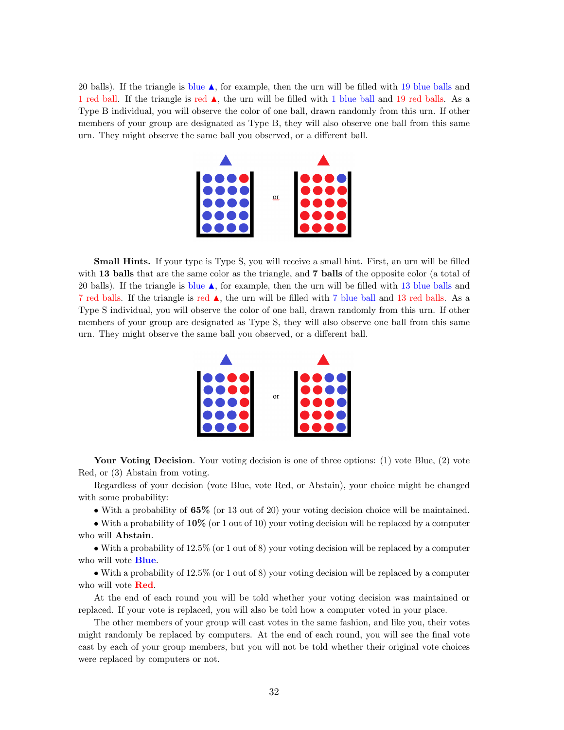20 balls). If the triangle is blue ▲, for example, then the urn will be filled with 19 blue balls and 1 red ball. If the triangle is red ▲, the urn will be filled with 1 blue ball and 19 red balls. As a Type B individual, you will observe the color of one ball, drawn randomly from this urn. If other members of your group are designated as Type B, they will also observe one ball from this same urn. They might observe the same ball you observed, or a different ball.

**Small Hints.** If your type is Type S, you will receive a small hint. First, an urn will be filled with **13 balls** that are the same color as the triangle, and **7 balls** of the opposite color (a total of 20 balls). If the triangle is blue ▲, for example, then the urn will be filled with 13 blue balls and 7 red balls. If the triangle is red ▲, the urn will be filled with 7 blue ball and 13 red balls. As a Type S individual, you will observe the color of one ball, drawn randomly from this urn. If other members of your group are designated as Type S, they will also observe one ball from this same urn. They might observe the same ball you observed, or a different ball.

**Your Voting Decision**. Your voting decision is one of three options: (1) vote Blue, (2) vote Red, or (3) Abstain from voting.

Regardless of your decision (vote Blue, vote Red, or Abstain), your choice might be changed with some probability:

- With a probability of **65%** (or 13 out of 20) your voting decision choice will be maintained.
- With a probability of **10%** (or 1 out of 10) your voting decision will be replaced by a computer who will **Abstain**.
- With a probability of 12.5% (or 1 out of 8) your voting decision will be replaced by a computer who will vote **Blue**.
- With a probability of 12.5% (or 1 out of 8) your voting decision will be replaced by a computer who will vote **Red**.

At the end of each round you will be told whether your voting decision was maintained or replaced. If your vote is replaced, you will also be told how a computer voted in your place.

The other members of your group will cast votes in the same fashion, and like you, their votes might randomly be replaced by computers. At the end of each round, you will see the final vote cast by each of your group members, but you will not be told whether their original vote choices were replaced by computers or not.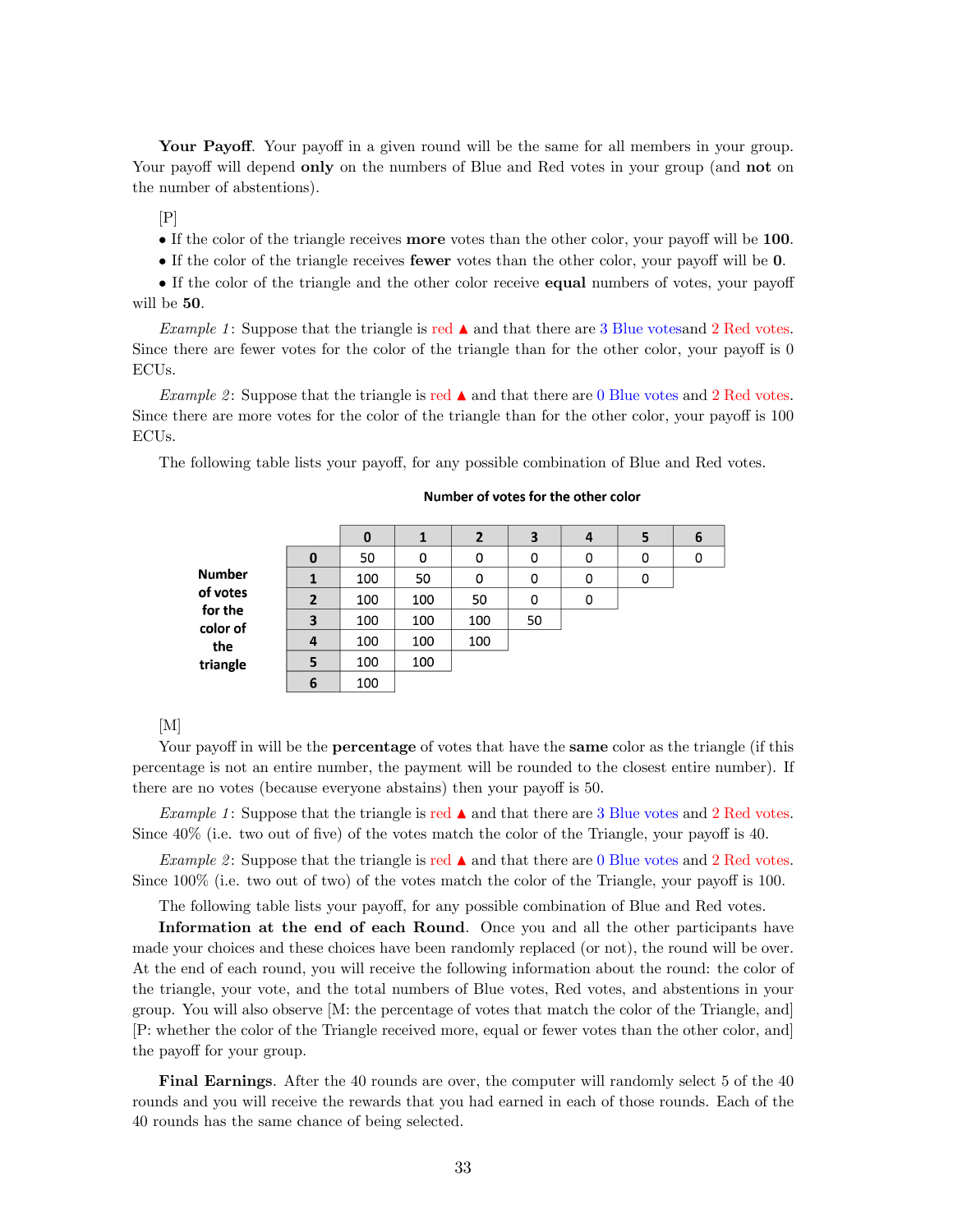**Your Payoff**. Your payoff in a given round will be the same for all members in your group. Your payoff will depend **only** on the numbers of Blue and Red votes in your group (and **not** on the number of abstentions).

[P]

- If the color of the triangle receives **more** votes than the other color, your payoff will be **100**.
- If the color of the triangle receives **fewer** votes than the other color, your payoff will be **0**.
- If the color of the triangle and the other color receive **equal** numbers of votes, your payoff will be **50**.

*Example 1*: Suppose that the triangle is red ▲ and that there are 3 Blue votesand 2 Red votes. Since there are fewer votes for the color of the triangle than for the other color, your payoff is 0 ECUs.

*Example 2*: Suppose that the triangle is red ▲ and that there are 0 Blue votes and 2 Red votes. Since there are more votes for the color of the triangle than for the other color, your payoff is 100 ECUs.

The following table lists your payoff, for any possible combination of Blue and Red votes.

| | | Number of votes for the other color | | | | | | |
|---|---|---|---|---|---|---|---|---|
| | | **0** | **1** | **2** | **3** | **4** | **5** | **6** |
| **Number of votes for the color of the triangle** | **0** | 50 | 0 | 0 | 0 | 0 | 0 | 0 |
| | **1** | 100 | 50 | 0 | 0 | 0 | 0 | |
| | **2** | 100 | 100 | 50 | 0 | 0 | | |
| | **3** | 100 | 100 | 100 | 50 | | | |
| | **4** | 100 | 100 | 100 | | | | |
| | **5** | 100 | 100 | | | | | |
| | **6** | 100 | | | | | | |

[M]

Your payoff in will be the **percentage** of votes that have the **same** color as the triangle (if this percentage is not an entire number, the payment will be rounded to the closest entire number). If there are no votes (because everyone abstains) then your payoff is 50.

*Example 1*: Suppose that the triangle is red ▲ and that there are 3 Blue votes and 2 Red votes. Since 40% (i.e. two out of five) of the votes match the color of the Triangle, your payoff is 40.

*Example 2*: Suppose that the triangle is red ▲ and that there are 0 Blue votes and 2 Red votes. Since 100% (i.e. two out of two) of the votes match the color of the Triangle, your payoff is 100.

The following table lists your payoff, for any possible combination of Blue and Red votes.

**Information at the end of each Round**. Once you and all the other participants have made your choices and these choices have been randomly replaced (or not), the round will be over. At the end of each round, you will receive the following information about the round: the color of the triangle, your vote, and the total numbers of Blue votes, Red votes, and abstentions in your group. You will also observe [M: the percentage of votes that match the color of the Triangle, and] [P: whether the color of the Triangle received more, equal or fewer votes than the other color, and] the payoff for your group.

**Final Earnings**. After the 40 rounds are over, the computer will randomly select 5 of the 40 rounds and you will receive the rewards that you had earned in each of those rounds. Each of the 40 rounds has the same chance of being selected.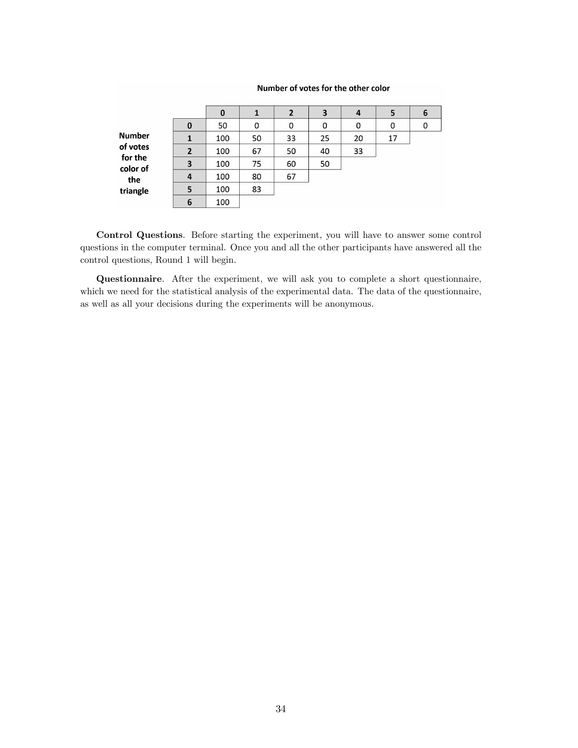| Number of votes for the color of the triangle | | Number of votes for the other color | | | | | | |
|---|---|---|---|---|---|---|---|---|
| | | 0 | 1 | 2 | 3 | 4 | 5 | 6 |
| | 0 | 50 | 0 | 0 | 0 | 0 | 0 | 0 |
| | 1 | 100 | 50 | 33 | 25 | 20 | 17 | |
| | 2 | 100 | 67 | 50 | 40 | 33 | | |
| | 3 | 100 | 75 | 60 | 50 | | | |
| | 4 | 100 | 80 | 67 | | | | |
| | 5 | 100 | 83 | | | | | |
| | 6 | 100 | | | | | | |

**Control Questions**. Before starting the experiment, you will have to answer some control questions in the computer terminal. Once you and all the other participants have answered all the control questions, Round 1 will begin.

**Questionnaire**. After the experiment, we will ask you to complete a short questionnaire, which we need for the statistical analysis of the experimental data. The data of the questionnaire, as well as all your decisions during the experiments will be anonymous.